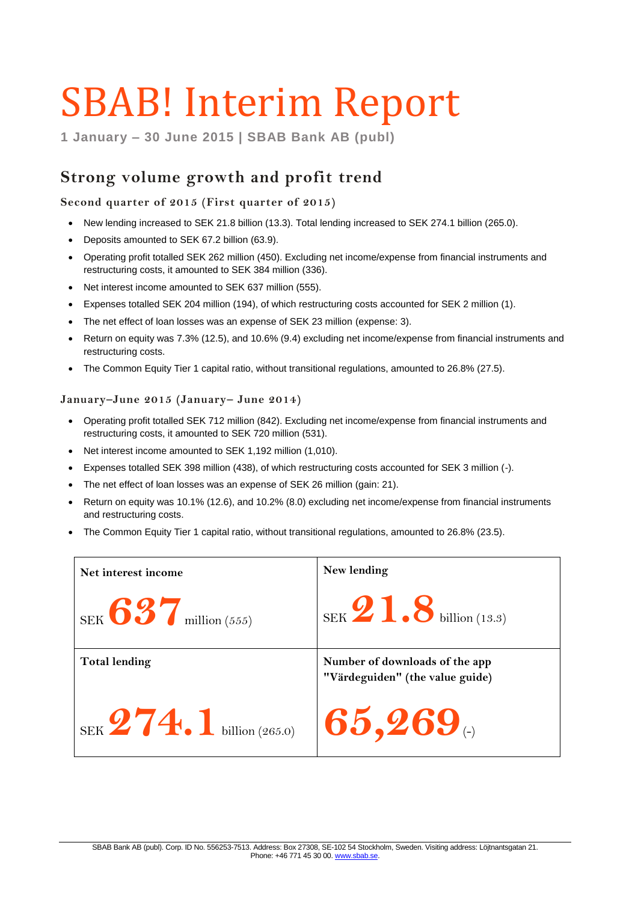# SBAB! Interim Report

**1 January – 30 June 2015 | SBAB Bank AB (publ)**

## Strong volume growth and profit trend

### Second quarter of 2015 (First quarter of 2015)

- New lending increased to SEK 21.8 billion (13.3). Total lending increased to SEK 274.1 billion (265.0).
- Deposits amounted to SEK 67.2 billion (63.9).
- Operating profit totalled SEK 262 million (450). Excluding net income/expense from financial instruments and restructuring costs, it amounted to SEK 384 million (336).
- Net interest income amounted to SEK 637 million (555).
- Expenses totalled SEK 204 million (194), of which restructuring costs accounted for SEK 2 million (1).
- The net effect of loan losses was an expense of SEK 23 million (expense: 3).
- Return on equity was 7.3% (12.5), and 10.6% (9.4) excluding net income/expense from financial instruments and restructuring costs.
- The Common Equity Tier 1 capital ratio, without transitional regulations, amounted to 26.8% (27.5).

### January–June 2015 (January– June 2014)

- Operating profit totalled SEK 712 million (842). Excluding net income/expense from financial instruments and restructuring costs, it amounted to SEK 720 million (531).
- Net interest income amounted to SEK 1,192 million (1,010).
- Expenses totalled SEK 398 million (438), of which restructuring costs accounted for SEK 3 million (-).
- The net effect of loan losses was an expense of SEK 26 million (gain: 21).
- Return on equity was 10.1% (12.6), and 10.2% (8.0) excluding net income/expense from financial instruments and restructuring costs.
- The Common Equity Tier 1 capital ratio, without transitional regulations, amounted to 26.8% (23.5).

| Net interest income | New lending |
|---|---|
| SEK **637** million (555) | SEK **21.8** billion (13.3) |
| **Total lending** | **Number of downloads of the app "Värdeguiden" (the value guide)** |
| SEK **274.1** billion (265.0) | **65,269** (-) |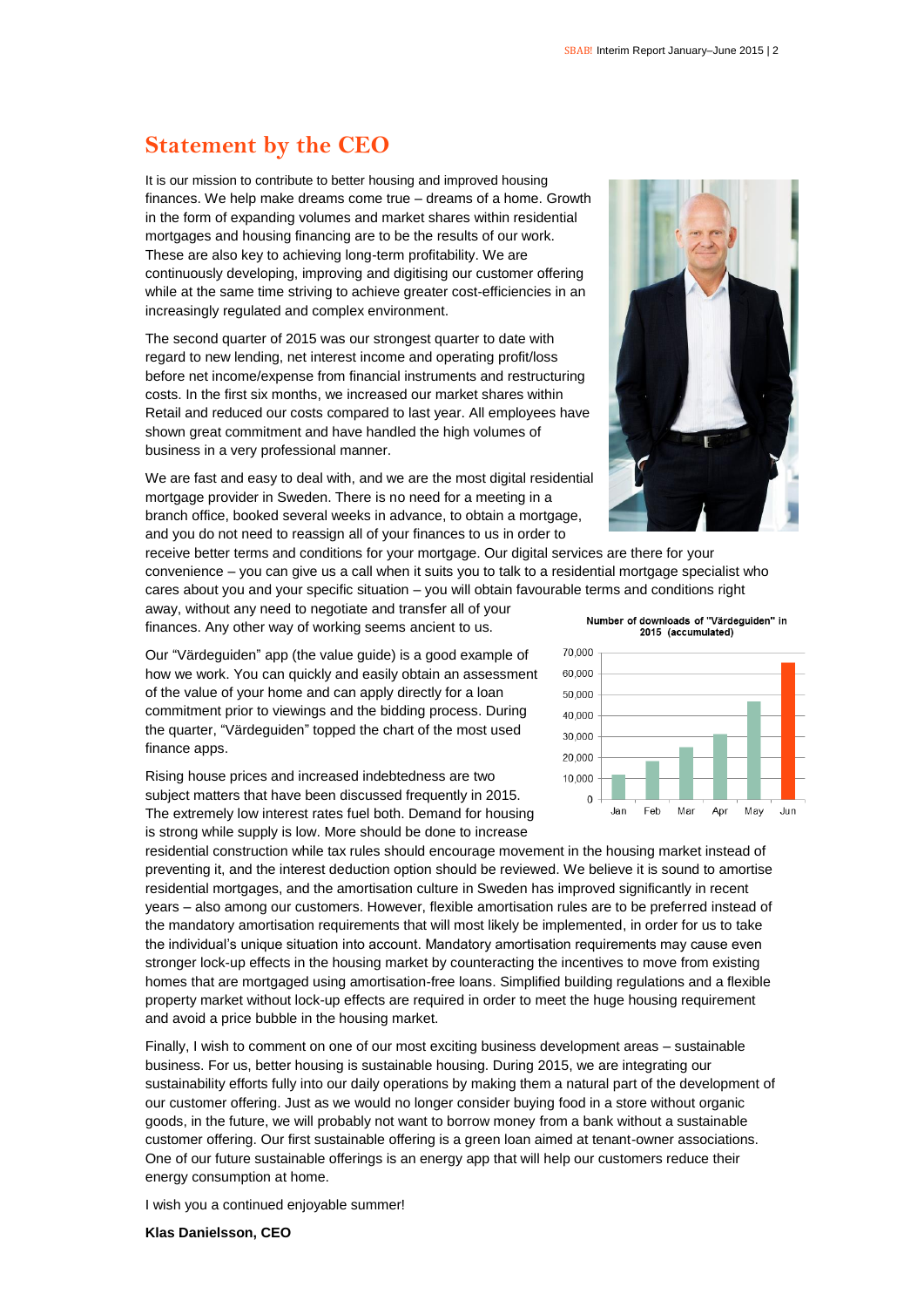# Statement by the CEO

It is our mission to contribute to better housing and improved housing finances. We help make dreams come true – dreams of a home. Growth in the form of expanding volumes and market shares within residential mortgages and housing financing are to be the results of our work. These are also key to achieving long-term profitability. We are continuously developing, improving and digitising our customer offering while at the same time striving to achieve greater cost-efficiencies in an increasingly regulated and complex environment.

The second quarter of 2015 was our strongest quarter to date with regard to new lending, net interest income and operating profit/loss before net income/expense from financial instruments and restructuring costs. In the first six months, we increased our market shares within Retail and reduced our costs compared to last year. All employees have shown great commitment and have handled the high volumes of business in a very professional manner.

We are fast and easy to deal with, and we are the most digital residential mortgage provider in Sweden. There is no need for a meeting in a branch office, booked several weeks in advance, to obtain a mortgage, and you do not need to reassign all of your finances to us in order to receive better terms and conditions for your mortgage. Our digital services are there for your convenience – you can give us a call when it suits you to talk to a residential mortgage specialist who cares about you and your specific situation – you will obtain favourable terms and conditions right away, without any need to negotiate and transfer all of your finances. Any other way of working seems ancient to us.

Our "Värdeguiden" app (the value guide) is a good example of how we work. You can quickly and easily obtain an assessment of the value of your home and can apply directly for a loan commitment prior to viewings and the bidding process. During the quarter, "Värdeguiden" topped the chart of the most used finance apps.

**Number of downloads of "Värdeguiden" in 2015 (accumulated)**

Rising house prices and increased indebtedness are two subject matters that have been discussed frequently in 2015. The extremely low interest rates fuel both. Demand for housing is strong while supply is low. More should be done to increase residential construction while tax rules should encourage movement in the housing market instead of preventing it, and the interest deduction option should be reviewed. We believe it is sound to amortise residential mortgages, and the amortisation culture in Sweden has improved significantly in recent years – also among our customers. However, flexible amortisation rules are to be preferred instead of the mandatory amortisation requirements that will most likely be implemented, in order for us to take the individual's unique situation into account. Mandatory amortisation requirements may cause even stronger lock-up effects in the housing market by counteracting the incentives to move from existing homes that are mortgaged using amortisation-free loans. Simplified building regulations and a flexible property market without lock-up effects are required in order to meet the huge housing requirement and avoid a price bubble in the housing market.

Finally, I wish to comment on one of our most exciting business development areas – sustainable business. For us, better housing is sustainable housing. During 2015, we are integrating our sustainability efforts fully into our daily operations by making them a natural part of the development of our customer offering. Just as we would no longer consider buying food in a store without organic goods, in the future, we will probably not want to borrow money from a bank without a sustainable customer offering. Our first sustainable offering is a green loan aimed at tenant-owner associations. One of our future sustainable offerings is an energy app that will help our customers reduce their energy consumption at home.

I wish you a continued enjoyable summer!

**Klas Danielsson, CEO**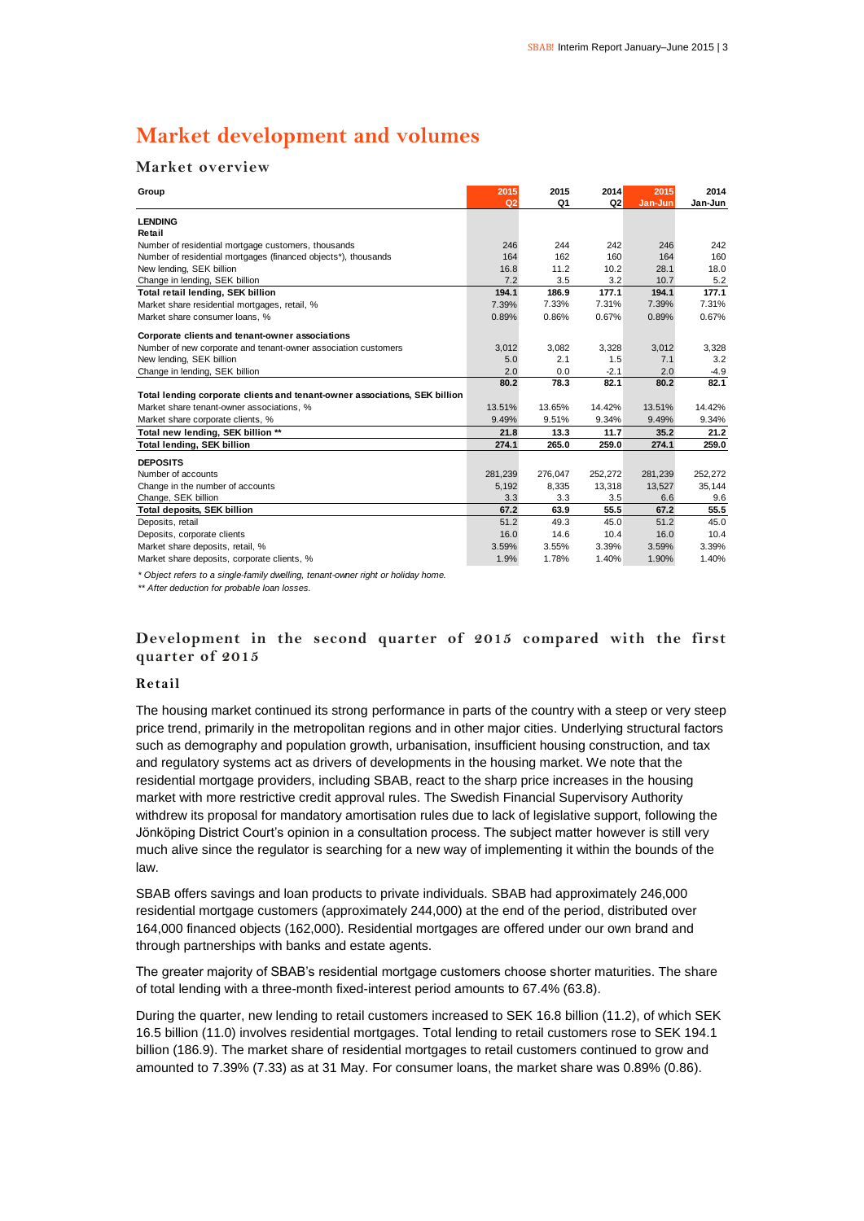# Market development and volumes

## Market overview

| Group | 2015 Q2 | 2015 Q1 | 2014 Q2 | 2015 Jan-Jun | 2014 Jan-Jun |
|---|---|---|---|---|---|
| **LENDING** | | | | | |
| **Retail** | | | | | |
| Number of residential mortgage customers, thousands | 246 | 244 | 242 | 246 | 242 |
| Number of residential mortgages (financed objects*), thousands | 164 | 162 | 160 | 164 | 160 |
| New lending, SEK billion | 16.8 | 11.2 | 10.2 | 28.1 | 18.0 |
| Change in lending, SEK billion | 7.2 | 3.5 | 3.2 | 10.7 | 5.2 |
| **Total retail lending, SEK billion** | **194.1** | **186.9** | **177.1** | **194.1** | **177.1** |
| Market share residential mortgages, retail, % | 7.39% | 7.33% | 7.31% | 7.39% | 7.31% |
| Market share consumer loans, % | 0.89% | 0.86% | 0.67% | 0.89% | 0.67% |
| **Corporate clients and tenant-owner associations** | | | | | |
| Number of new corporate and tenant-owner association customers | 3,012 | 3,082 | 3,328 | 3,012 | 3,328 |
| New lending, SEK billion | 5.0 | 2.1 | 1.5 | 7.1 | 3.2 |
| Change in lending, SEK billion | 2.0 | 0.0 | -2.1 | 2.0 | -4.9 |
| **Total lending corporate clients and tenant-owner associations, SEK billion** | **80.2** | **78.3** | **82.1** | **80.2** | **82.1** |
| Market share tenant-owner associations, % | 13.51% | 13.65% | 14.42% | 13.51% | 14.42% |
| Market share corporate clients, % | 9.49% | 9.51% | 9.34% | 9.49% | 9.34% |
| **Total new lending, SEK billion \*\*** | **21.8** | **13.3** | **11.7** | **35.2** | **21.2** |
| **Total lending, SEK billion** | **274.1** | **265.0** | **259.0** | **274.1** | **259.0** |
| **DEPOSITS** | | | | | |
| Number of accounts | 281,239 | 276,047 | 252,272 | 281,239 | 252,272 |
| Change in the number of accounts | 5,192 | 8,335 | 13,318 | 13,527 | 35,144 |
| Change, SEK billion | 3.3 | 3.3 | 3.5 | 6.6 | 9.6 |
| **Total deposits, SEK billion** | **67.2** | **63.9** | **55.5** | **67.2** | **55.5** |
| Deposits, retail | 51.2 | 49.3 | 45.0 | 51.2 | 45.0 |
| Deposits, corporate clients | 16.0 | 14.6 | 10.4 | 16.0 | 10.4 |
| Market share deposits, retail, % | 3.59% | 3.55% | 3.39% | 3.59% | 3.39% |
| Market share deposits, corporate clients, % | 1.9% | 1.78% | 1.40% | 1.90% | 1.40% |

*\* Object refers to a single-family dwelling, tenant-owner right or holiday home.*

*\*\* After deduction for probable loan losses.*

## Development in the second quarter of 2015 compared with the first quarter of 2015

### Retail

The housing market continued its strong performance in parts of the country with a steep or very steep price trend, primarily in the metropolitan regions and in other major cities. Underlying structural factors such as demography and population growth, urbanisation, insufficient housing construction, and tax and regulatory systems act as drivers of developments in the housing market. We note that the residential mortgage providers, including SBAB, react to the sharp price increases in the housing market with more restrictive credit approval rules. The Swedish Financial Supervisory Authority withdrew its proposal for mandatory amortisation rules due to lack of legislative support, following the Jönköping District Court's opinion in a consultation process. The subject matter however is still very much alive since the regulator is searching for a new way of implementing it within the bounds of the law.

SBAB offers savings and loan products to private individuals. SBAB had approximately 246,000 residential mortgage customers (approximately 244,000) at the end of the period, distributed over 164,000 financed objects (162,000). Residential mortgages are offered under our own brand and through partnerships with banks and estate agents.

The greater majority of SBAB's residential mortgage customers choose shorter maturities. The share of total lending with a three-month fixed-interest period amounts to 67.4% (63.8).

During the quarter, new lending to retail customers increased to SEK 16.8 billion (11.2), of which SEK 16.5 billion (11.0) involves residential mortgages. Total lending to retail customers rose to SEK 194.1 billion (186.9). The market share of residential mortgages to retail customers continued to grow and amounted to 7.39% (7.33) as at 31 May. For consumer loans, the market share was 0.89% (0.86).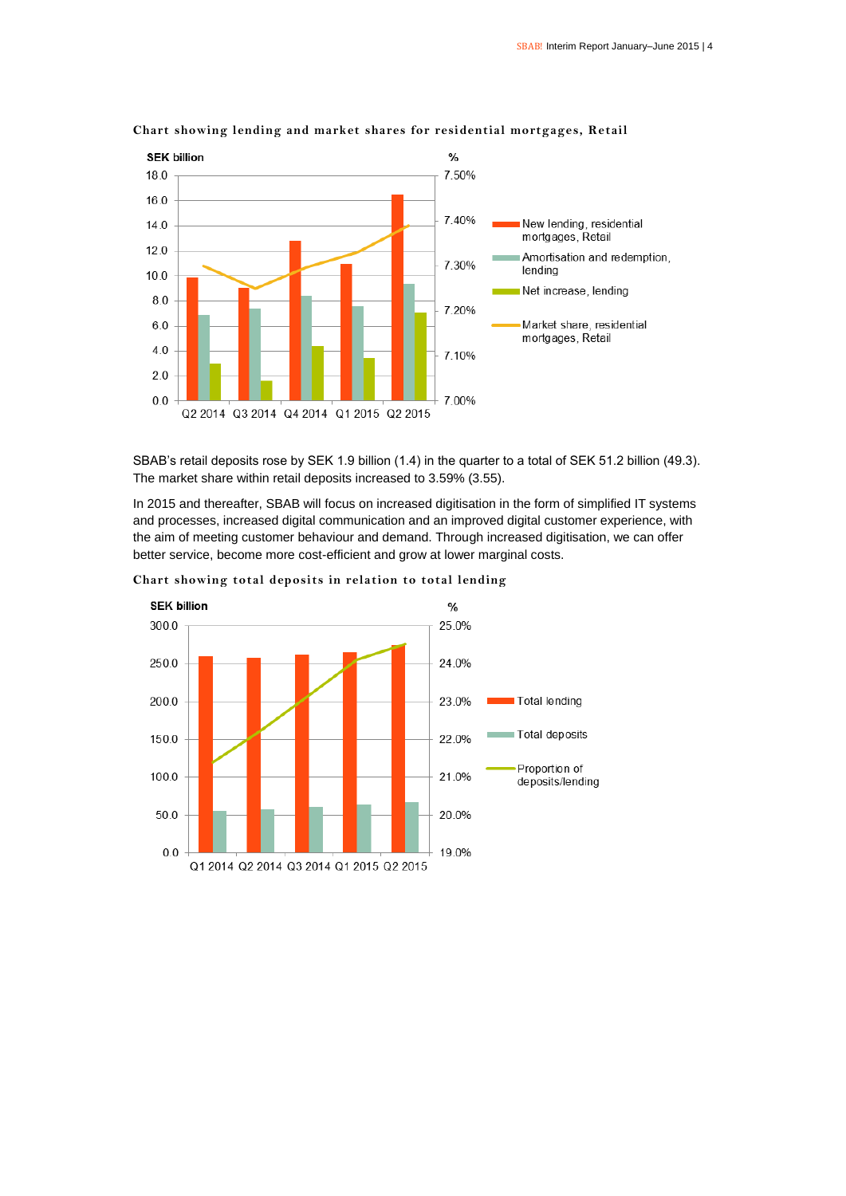**Chart showing lending and market shares for residential mortgages, Retail**

SEK billion | %

Legend: New lending, residential mortgages, Retail; Amortisation and redemption, lending; Net increase, lending; Market share, residential mortgages, Retail

Q2 2014 | Q3 2014 | Q4 2014 | Q1 2015 | Q2 2015

SBAB's retail deposits rose by SEK 1.9 billion (1.4) in the quarter to a total of SEK 51.2 billion (49.3). The market share within retail deposits increased to 3.59% (3.55).

In 2015 and thereafter, SBAB will focus on increased digitisation in the form of simplified IT systems and processes, increased digital communication and an improved digital customer experience, with the aim of meeting customer behaviour and demand. Through increased digitisation, we can offer better service, become more cost-efficient and grow at lower marginal costs.

**Chart showing total deposits in relation to total lending**

SEK billion | %

Legend: Total lending; Total deposits; Proportion of deposits/lending

Q1 2014 | Q2 2014 | Q3 2014 | Q1 2015 | Q2 2015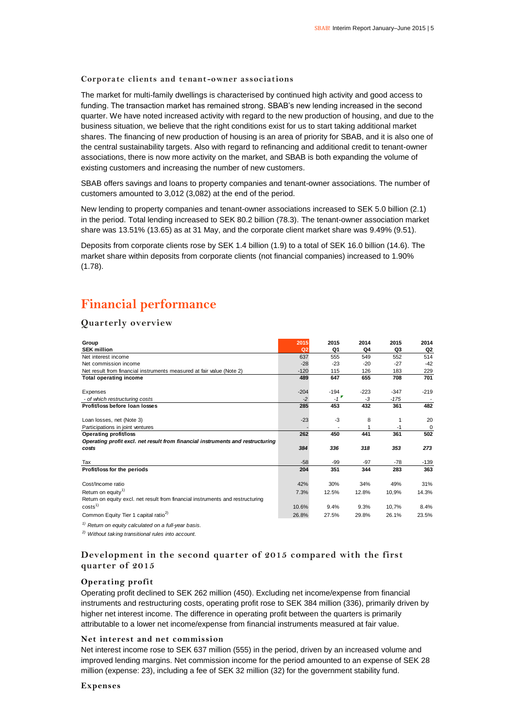### Corporate clients and tenant-owner associations

The market for multi-family dwellings is characterised by continued high activity and good access to funding. The transaction market has remained strong. SBAB's new lending increased in the second quarter. We have noted increased activity with regard to the new production of housing, and due to the business situation, we believe that the right conditions exist for us to start taking additional market shares. The financing of new production of housing is an area of priority for SBAB, and it is also one of the central sustainability targets. Also with regard to refinancing and additional credit to tenant-owner associations, there is now more activity on the market, and SBAB is both expanding the volume of existing customers and increasing the number of new customers.

SBAB offers savings and loans to property companies and tenant-owner associations. The number of customers amounted to 3,012 (3,082) at the end of the period.

New lending to property companies and tenant-owner associations increased to SEK 5.0 billion (2.1) in the period. Total lending increased to SEK 80.2 billion (78.3). The tenant-owner association market share was 13.51% (13.65) as at 31 May, and the corporate client market share was 9.49% (9.51).

Deposits from corporate clients rose by SEK 1.4 billion (1.9) to a total of SEK 16.0 billion (14.6). The market share within deposits from corporate clients (not financial companies) increased to 1.90% (1.78).

# Financial performance

## Quarterly overview

| Group<br>SEK million | 2015<br>Q2 | 2015<br>Q1 | 2014<br>Q4 | 2015<br>Q3 | 2014<br>Q2 |
|---|---|---|---|---|---|
| Net interest income | 637 | 555 | 549 | 552 | 514 |
| Net commission income | -28 | -23 | -20 | -27 | -42 |
| Net result from financial instruments measured at fair value (Note 2) | -120 | 115 | 126 | 183 | 229 |
| **Total operating income** | **489** | **647** | **655** | **708** | **701** |
| | | | | | |
| Expenses | -204 | -194 | -223 | -347 | -219 |
| *- of which restructuring costs* | *-2* | *-1* | *-3* | *-175* | *-* |
| **Profit/loss before loan losses** | **285** | **453** | **432** | **361** | **482** |
| | | | | | |
| Loan losses, net (Note 3) | -23 | -3 | 8 | 1 | 20 |
| Participations in joint ventures | - | - | 1 | -1 | 0 |
| **Operating profit/loss** | **262** | **450** | **441** | **361** | **502** |
| ***Operating profit excl. net result from financial instruments and restructuring costs*** | ***384*** | ***336*** | ***318*** | ***353*** | ***273*** |
| | | | | | |
| Tax | -58 | -99 | -97 | -78 | -139 |
| **Profit/loss for the periods** | **204** | **351** | **344** | **283** | **363** |
| | | | | | |
| Cost/Income ratio | 42% | 30% | 34% | 49% | 31% |
| Return on equity[1] | 7.3% | 12.5% | 12.8% | 10,9% | 14.3% |
| Return on equity excl. net result from financial instruments and restructuring costs[1] | 10.6% | 9.4% | 9.3% | 10,7% | 8.4% |
| Common Equity Tier 1 capital ratio[2] | 26.8% | 27.5% | 29.8% | 26.1% | 23.5% |

*[1] Return on equity calculated on a full-year basis.*

*[2] Without taking transitional rules into account.*

### Development in the second quarter of 2015 compared with the first quarter of 2015

#### Operating profit

Operating profit declined to SEK 262 million (450). Excluding net income/expense from financial instruments and restructuring costs, operating profit rose to SEK 384 million (336), primarily driven by higher net interest income. The difference in operating profit between the quarters is primarily attributable to a lower net income/expense from financial instruments measured at fair value.

#### Net interest and net commission

Net interest income rose to SEK 637 million (555) in the period, driven by an increased volume and improved lending margins. Net commission income for the period amounted to an expense of SEK 28 million (expense: 23), including a fee of SEK 32 million (32) for the government stability fund.

#### Expenses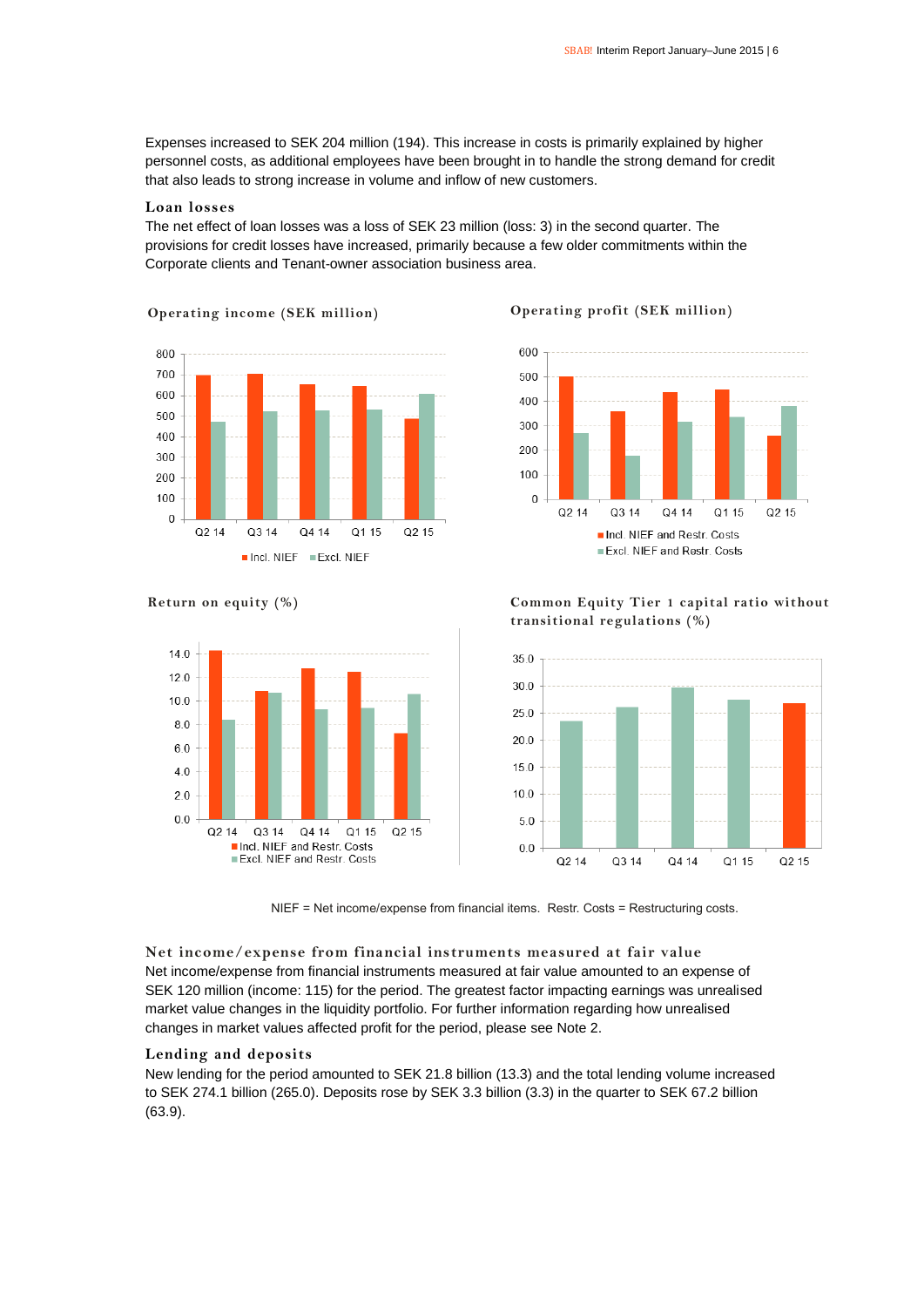Expenses increased to SEK 204 million (194). This increase in costs is primarily explained by higher personnel costs, as additional employees have been brought in to handle the strong demand for credit that also leads to strong increase in volume and inflow of new customers.

### Loan losses

The net effect of loan losses was a loss of SEK 23 million (loss: 3) in the second quarter. The provisions for credit losses have increased, primarily because a few older commitments within the Corporate clients and Tenant-owner association business area.

**Operating income (SEK million)**

**Operating profit (SEK million)**

**Return on equity (%)**

**Common Equity Tier 1 capital ratio without transitional regulations (%)**

NIEF = Net income/expense from financial items. Restr. Costs = Restructuring costs.

### Net income/expense from financial instruments measured at fair value

Net income/expense from financial instruments measured at fair value amounted to an expense of SEK 120 million (income: 115) for the period. The greatest factor impacting earnings was unrealised market value changes in the liquidity portfolio. For further information regarding how unrealised changes in market values affected profit for the period, please see Note 2.

### Lending and deposits

New lending for the period amounted to SEK 21.8 billion (13.3) and the total lending volume increased to SEK 274.1 billion (265.0). Deposits rose by SEK 3.3 billion (3.3) in the quarter to SEK 67.2 billion (63.9).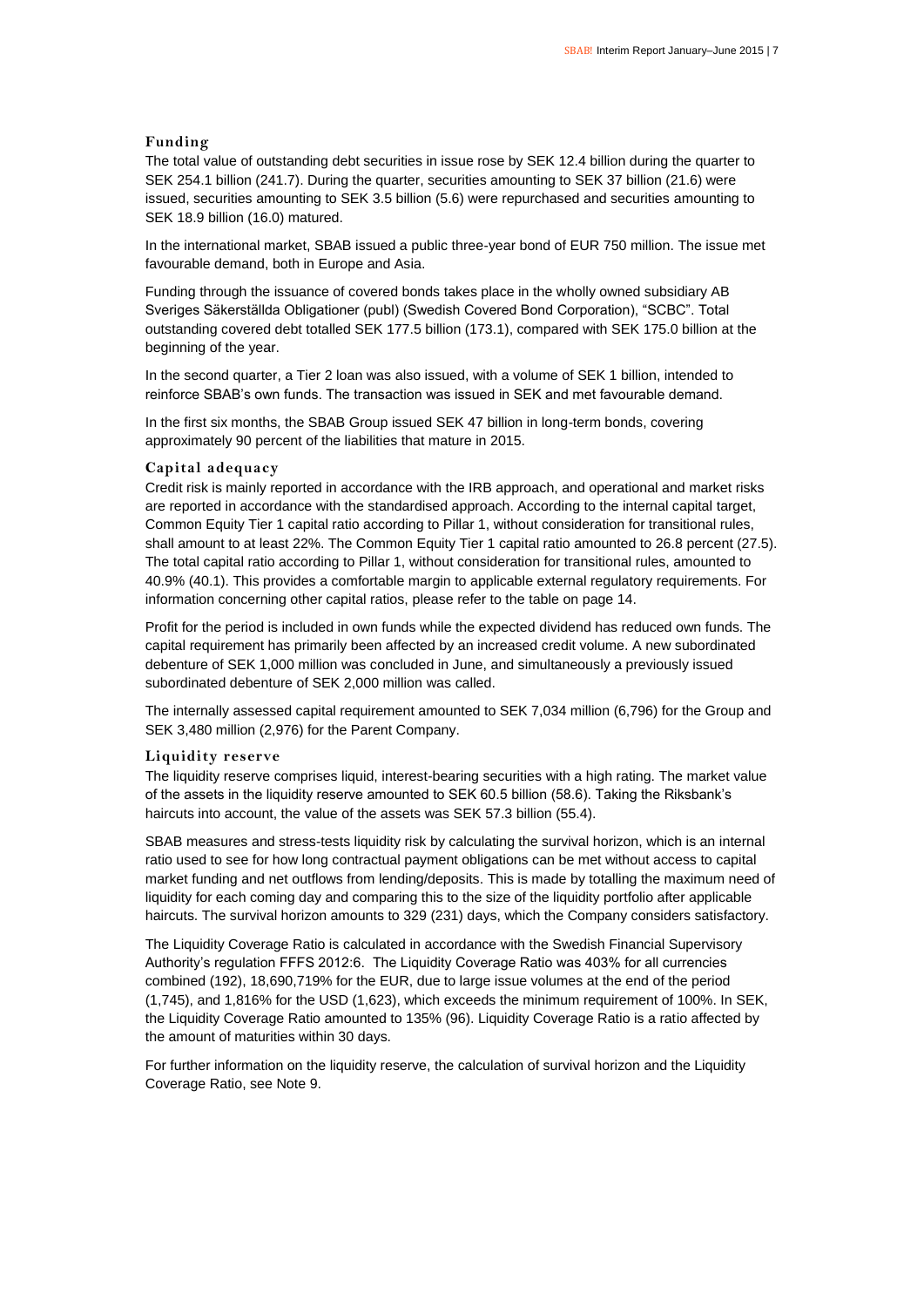### Funding

The total value of outstanding debt securities in issue rose by SEK 12.4 billion during the quarter to SEK 254.1 billion (241.7). During the quarter, securities amounting to SEK 37 billion (21.6) were issued, securities amounting to SEK 3.5 billion (5.6) were repurchased and securities amounting to SEK 18.9 billion (16.0) matured.

In the international market, SBAB issued a public three-year bond of EUR 750 million. The issue met favourable demand, both in Europe and Asia.

Funding through the issuance of covered bonds takes place in the wholly owned subsidiary AB Sveriges Säkerställda Obligationer (publ) (Swedish Covered Bond Corporation), "SCBC". Total outstanding covered debt totalled SEK 177.5 billion (173.1), compared with SEK 175.0 billion at the beginning of the year.

In the second quarter, a Tier 2 loan was also issued, with a volume of SEK 1 billion, intended to reinforce SBAB's own funds. The transaction was issued in SEK and met favourable demand.

In the first six months, the SBAB Group issued SEK 47 billion in long-term bonds, covering approximately 90 percent of the liabilities that mature in 2015.

### Capital adequacy

Credit risk is mainly reported in accordance with the IRB approach, and operational and market risks are reported in accordance with the standardised approach. According to the internal capital target, Common Equity Tier 1 capital ratio according to Pillar 1, without consideration for transitional rules, shall amount to at least 22%. The Common Equity Tier 1 capital ratio amounted to 26.8 percent (27.5). The total capital ratio according to Pillar 1, without consideration for transitional rules, amounted to 40.9% (40.1). This provides a comfortable margin to applicable external regulatory requirements. For information concerning other capital ratios, please refer to the table on page 14.

Profit for the period is included in own funds while the expected dividend has reduced own funds. The capital requirement has primarily been affected by an increased credit volume. A new subordinated debenture of SEK 1,000 million was concluded in June, and simultaneously a previously issued subordinated debenture of SEK 2,000 million was called.

The internally assessed capital requirement amounted to SEK 7,034 million (6,796) for the Group and SEK 3,480 million (2,976) for the Parent Company.

### Liquidity reserve

The liquidity reserve comprises liquid, interest-bearing securities with a high rating. The market value of the assets in the liquidity reserve amounted to SEK 60.5 billion (58.6). Taking the Riksbank's haircuts into account, the value of the assets was SEK 57.3 billion (55.4).

SBAB measures and stress-tests liquidity risk by calculating the survival horizon, which is an internal ratio used to see for how long contractual payment obligations can be met without access to capital market funding and net outflows from lending/deposits. This is made by totalling the maximum need of liquidity for each coming day and comparing this to the size of the liquidity portfolio after applicable haircuts. The survival horizon amounts to 329 (231) days, which the Company considers satisfactory.

The Liquidity Coverage Ratio is calculated in accordance with the Swedish Financial Supervisory Authority's regulation FFFS 2012:6. The Liquidity Coverage Ratio was 403% for all currencies combined (192), 18,690,719% for the EUR, due to large issue volumes at the end of the period (1,745), and 1,816% for the USD (1,623), which exceeds the minimum requirement of 100%. In SEK, the Liquidity Coverage Ratio amounted to 135% (96). Liquidity Coverage Ratio is a ratio affected by the amount of maturities within 30 days.

For further information on the liquidity reserve, the calculation of survival horizon and the Liquidity Coverage Ratio, see Note 9.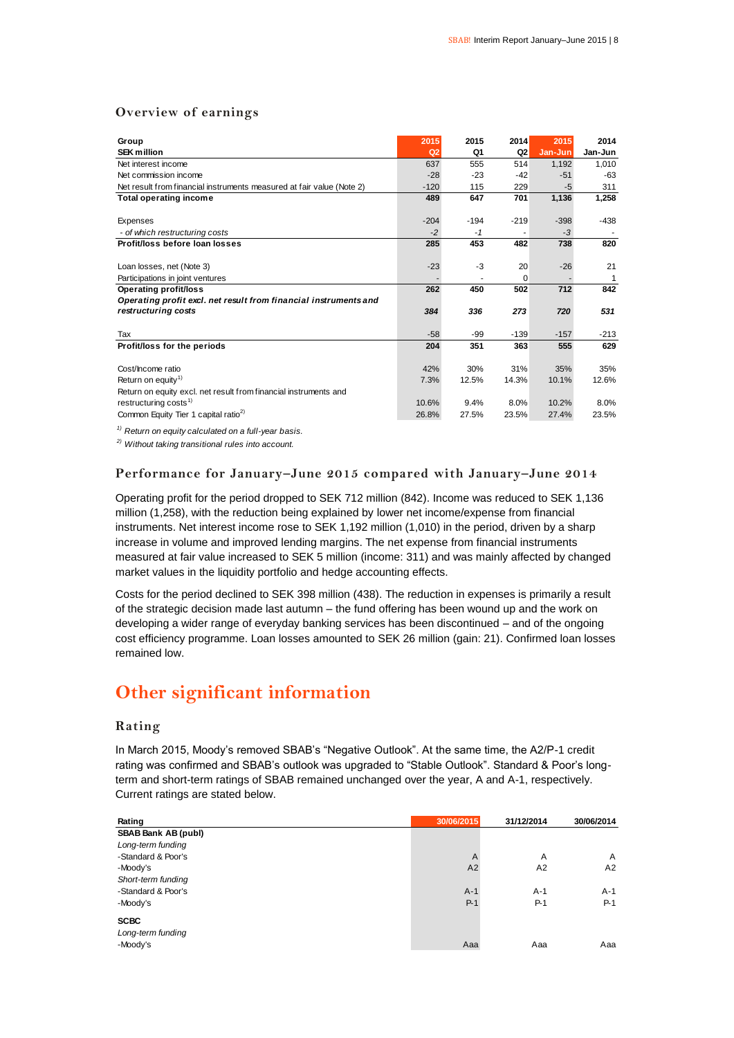## Overview of earnings

| Group<br>SEK million | 2015<br>Q2 | 2015<br>Q1 | 2014<br>Q2 | 2015<br>Jan-Jun | 2014<br>Jan-Jun |
|---|---|---|---|---|---|
| Net interest income | 637 | 555 | 514 | 1,192 | 1,010 |
| Net commission income | -28 | -23 | -42 | -51 | -63 |
| Net result from financial instruments measured at fair value (Note 2) | -120 | 115 | 229 | -5 | 311 |
| **Total operating income** | **489** | **647** | **701** | **1,136** | **1,258** |
| | | | | | |
| Expenses | -204 | -194 | -219 | -398 | -438 |
| *- of which restructuring costs* | *-2* | *-1* | - | *-3* | - |
| **Profit/loss before loan losses** | **285** | **453** | **482** | **738** | **820** |
| | | | | | |
| Loan losses, net (Note 3) | -23 | -3 | 20 | -26 | 21 |
| Participations in joint ventures | - | - | 0 | - | 1 |
| **Operating profit/loss** | **262** | **450** | **502** | **712** | **842** |
| ***Operating profit excl. net result from financial instruments and restructuring costs*** | ***384*** | ***336*** | ***273*** | ***720*** | ***531*** |
| | | | | | |
| Tax | -58 | -99 | -139 | -157 | -213 |
| **Profit/loss for the periods** | **204** | **351** | **363** | **555** | **629** |
| | | | | | |
| Cost/Income ratio | 42% | 30% | 31% | 35% | 35% |
| Return on equity[1] | 7.3% | 12.5% | 14.3% | 10.1% | 12.6% |
| Return on equity excl. net result from financial instruments and restructuring costs[1] | 10.6% | 9.4% | 8.0% | 10.2% | 8.0% |
| Common Equity Tier 1 capital ratio[2] | 26.8% | 27.5% | 23.5% | 27.4% | 23.5% |

*[1] Return on equity calculated on a full-year basis.*

*[2] Without taking transitional rules into account.*

### Performance for January–June 2015 compared with January–June 2014

Operating profit for the period dropped to SEK 712 million (842). Income was reduced to SEK 1,136 million (1,258), with the reduction being explained by lower net income/expense from financial instruments. Net interest income rose to SEK 1,192 million (1,010) in the period, driven by a sharp increase in volume and improved lending margins. The net expense from financial instruments measured at fair value increased to SEK 5 million (income: 311) and was mainly affected by changed market values in the liquidity portfolio and hedge accounting effects.

Costs for the period declined to SEK 398 million (438). The reduction in expenses is primarily a result of the strategic decision made last autumn – the fund offering has been wound up and the work on developing a wider range of everyday banking services has been discontinued – and of the ongoing cost efficiency programme. Loan losses amounted to SEK 26 million (gain: 21). Confirmed loan losses remained low.

# Other significant information

### Rating

In March 2015, Moody's removed SBAB's "Negative Outlook". At the same time, the A2/P-1 credit rating was confirmed and SBAB's outlook was upgraded to "Stable Outlook". Standard & Poor's long-term and short-term ratings of SBAB remained unchanged over the year, A and A-1, respectively. Current ratings are stated below.

| Rating | 30/06/2015 | 31/12/2014 | 30/06/2014 |
|---|---|---|---|
| **SBAB Bank AB (publ)** | | | |
| *Long-term funding* | | | |
| -Standard & Poor's | A | A | A |
| -Moody's | A2 | A2 | A2 |
| *Short-term funding* | | | |
| -Standard & Poor's | A-1 | A-1 | A-1 |
| -Moody's | P-1 | P-1 | P-1 |
| **SCBC** | | | |
| *Long-term funding* | | | |
| -Moody's | Aaa | Aaa | Aaa |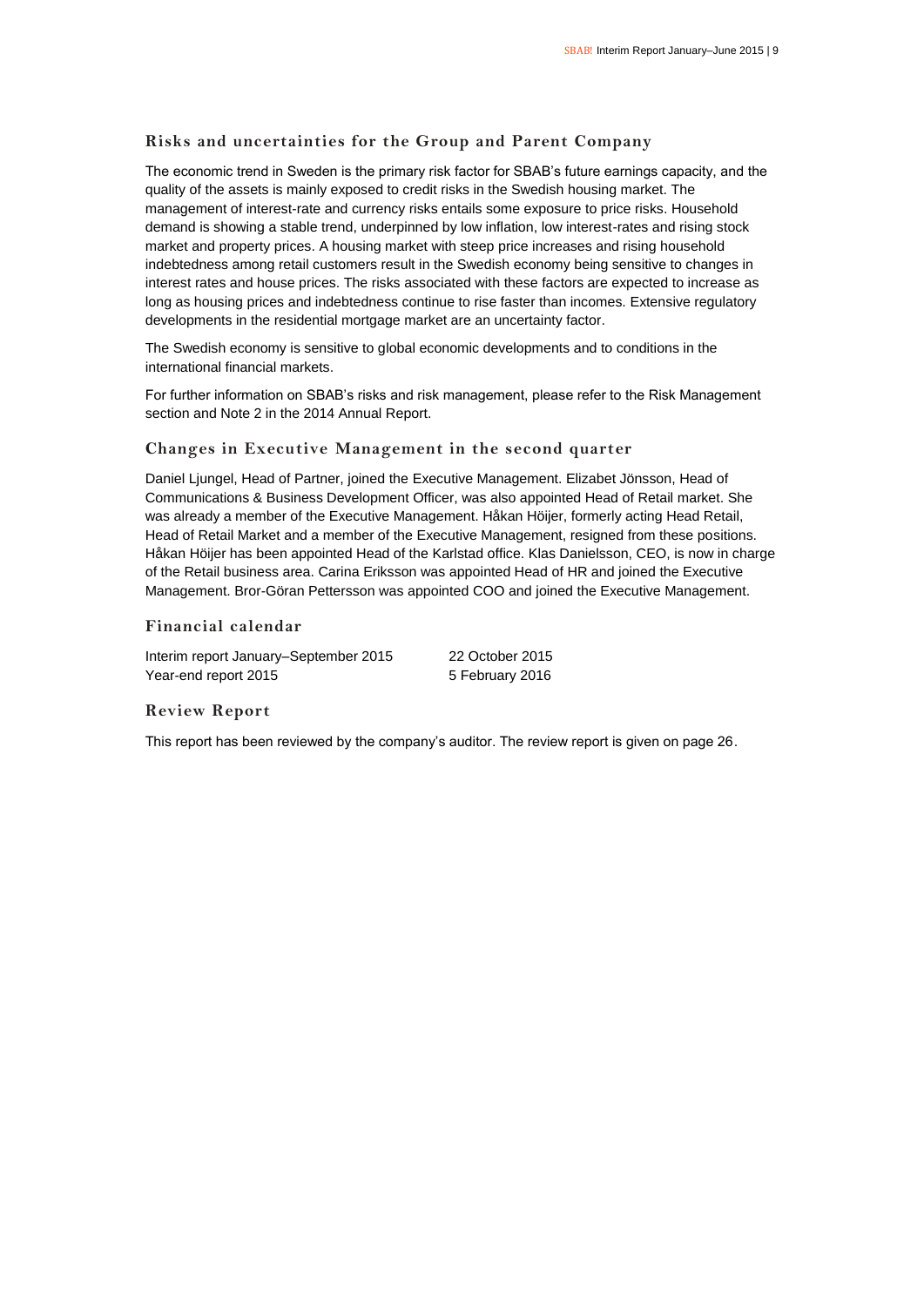## Risks and uncertainties for the Group and Parent Company

The economic trend in Sweden is the primary risk factor for SBAB's future earnings capacity, and the quality of the assets is mainly exposed to credit risks in the Swedish housing market. The management of interest-rate and currency risks entails some exposure to price risks. Household demand is showing a stable trend, underpinned by low inflation, low interest-rates and rising stock market and property prices. A housing market with steep price increases and rising household indebtedness among retail customers result in the Swedish economy being sensitive to changes in interest rates and house prices. The risks associated with these factors are expected to increase as long as housing prices and indebtedness continue to rise faster than incomes. Extensive regulatory developments in the residential mortgage market are an uncertainty factor.

The Swedish economy is sensitive to global economic developments and to conditions in the international financial markets.

For further information on SBAB's risks and risk management, please refer to the Risk Management section and Note 2 in the 2014 Annual Report.

## Changes in Executive Management in the second quarter

Daniel Ljungel, Head of Partner, joined the Executive Management. Elizabet Jönsson, Head of Communications & Business Development Officer, was also appointed Head of Retail market. She was already a member of the Executive Management. Håkan Höijer, formerly acting Head Retail, Head of Retail Market and a member of the Executive Management, resigned from these positions. Håkan Höijer has been appointed Head of the Karlstad office. Klas Danielsson, CEO, is now in charge of the Retail business area. Carina Eriksson was appointed Head of HR and joined the Executive Management. Bror-Göran Pettersson was appointed COO and joined the Executive Management.

## Financial calendar

| | |
|---|---|
| Interim report January–September 2015 | 22 October 2015 |
| Year-end report 2015 | 5 February 2016 |

## Review Report

This report has been reviewed by the company's auditor. The review report is given on page 26.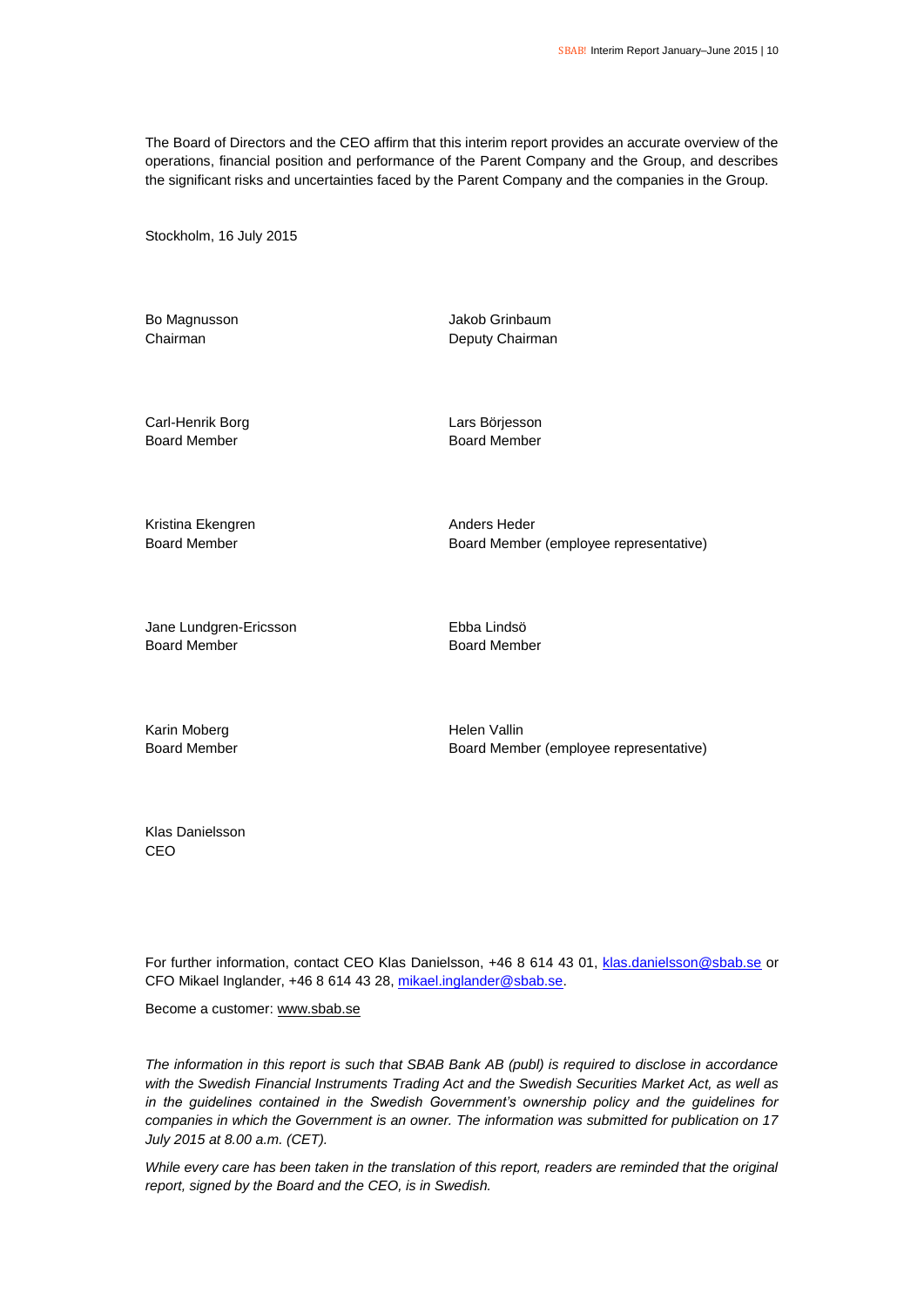The Board of Directors and the CEO affirm that this interim report provides an accurate overview of the operations, financial position and performance of the Parent Company and the Group, and describes the significant risks and uncertainties faced by the Parent Company and the companies in the Group.

Stockholm, 16 July 2015

Bo Magnusson
Chairman

Jakob Grinbaum
Deputy Chairman

Carl-Henrik Borg
Board Member

Lars Börjesson
Board Member

Kristina Ekengren
Board Member

Anders Heder
Board Member (employee representative)

Jane Lundgren-Ericsson
Board Member

Ebba Lindsö
Board Member

Karin Moberg
Board Member

Helen Vallin
Board Member (employee representative)

Klas Danielsson
CEO

For further information, contact CEO Klas Danielsson, +46 8 614 43 01, klas.danielsson@sbab.se or CFO Mikael Inglander, +46 8 614 43 28, mikael.inglander@sbab.se.

Become a customer: www.sbab.se

*The information in this report is such that SBAB Bank AB (publ) is required to disclose in accordance with the Swedish Financial Instruments Trading Act and the Swedish Securities Market Act, as well as in the guidelines contained in the Swedish Government's ownership policy and the guidelines for companies in which the Government is an owner. The information was submitted for publication on 17 July 2015 at 8.00 a.m. (CET).*

*While every care has been taken in the translation of this report, readers are reminded that the original report, signed by the Board and the CEO, is in Swedish.*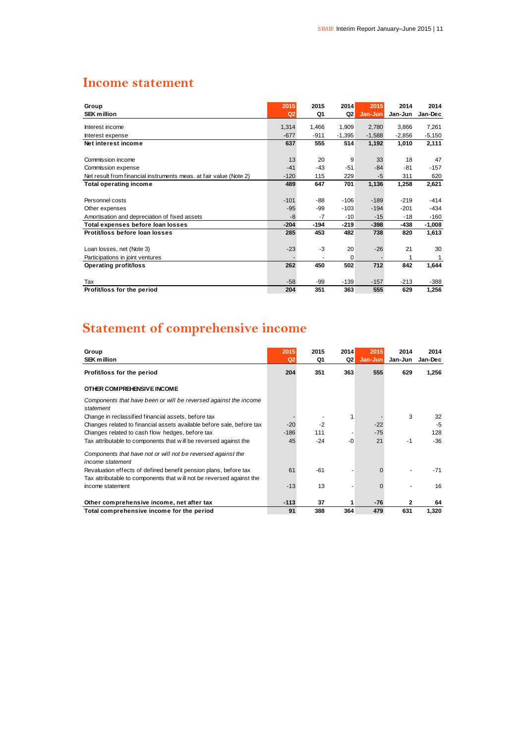# Income statement

| Group<br>SEK million | 2015<br>Q2 | 2015<br>Q1 | 2014<br>Q2 | 2015<br>Jan-Jun | 2014<br>Jan-Jun | 2014<br>Jan-Dec |
|---|---|---|---|---|---|---|
| Interest income | 1,314 | 1,466 | 1,909 | 2,780 | 3,866 | 7,261 |
| Interest expense | -677 | -911 | -1,395 | -1,588 | -2,856 | -5,150 |
| **Net interest income** | **637** | **555** | **514** | **1,192** | **1,010** | **2,111** |
| Commission income | 13 | 20 | 9 | 33 | 18 | 47 |
| Commission expense | -41 | -43 | -51 | -84 | -81 | -157 |
| Net result from financial instruments meas. at fair value (Note 2) | -120 | 115 | 229 | -5 | 311 | 620 |
| **Total operating income** | **489** | **647** | **701** | **1,136** | **1,258** | **2,621** |
| Personnel costs | -101 | -88 | -106 | -189 | -219 | -414 |
| Other expenses | -95 | -99 | -103 | -194 | -201 | -434 |
| Amortisation and depreciation of fixed assets | -8 | -7 | -10 | -15 | -18 | -160 |
| **Total expenses before loan losses** | **-204** | **-194** | **-219** | **-398** | **-438** | **-1,008** |
| **Protit/loss before loan losses** | **285** | **453** | **482** | **738** | **820** | **1,613** |
| Loan losses, net (Note 3) | -23 | -3 | 20 | -26 | 21 | 30 |
| Participations in joint ventures | - | - | 0 | - | 1 | 1 |
| **Operating profit/loss** | **262** | **450** | **502** | **712** | **842** | **1,644** |
| Tax | -58 | -99 | -139 | -157 | -213 | -388 |
| **Profit/loss for the period** | **204** | **351** | **363** | **555** | **629** | **1,256** |

# Statement of comprehensive income

| Group<br>SEK million | 2015<br>Q2 | 2015<br>Q1 | 2014<br>Q2 | 2015<br>Jan-Jun | 2014<br>Jan-Jun | 2014<br>Jan-Dec |
|---|---|---|---|---|---|---|
| **Profit/loss for the period** | **204** | **351** | **363** | **555** | **629** | **1,256** |
| **OTHER COMPREHENSIVE INCOME** | | | | | | |
| *Components that have been or will be reversed against the income statement* | | | | | | |
| Change in reclassified financial assets, before tax | - | - | 1 | - | 3 | 32 |
| Changes related to financial assets available before sale, before tax | -20 | -2 | | -22 | | -5 |
| Changes related to cash flow hedges, before tax | -186 | 111 | - | -75 | | 128 |
| Tax attributable to components that will be reversed against the | 45 | -24 | -0 | 21 | -1 | -36 |
| *Components that have not or will not be reversed against the income statement* | | | | | | |
| Revaluation effects of defined benefit pension plans, before tax | 61 | -61 | - | 0 | - | -71 |
| Tax attributable to components that will not be reversed against the income statement | -13 | 13 | - | 0 | - | 16 |
| **Other comprehensive income, net after tax** | **-113** | **37** | **1** | **-76** | **2** | **64** |
| **Total comprehensive income for the period** | **91** | **388** | **364** | **479** | **631** | **1,320** |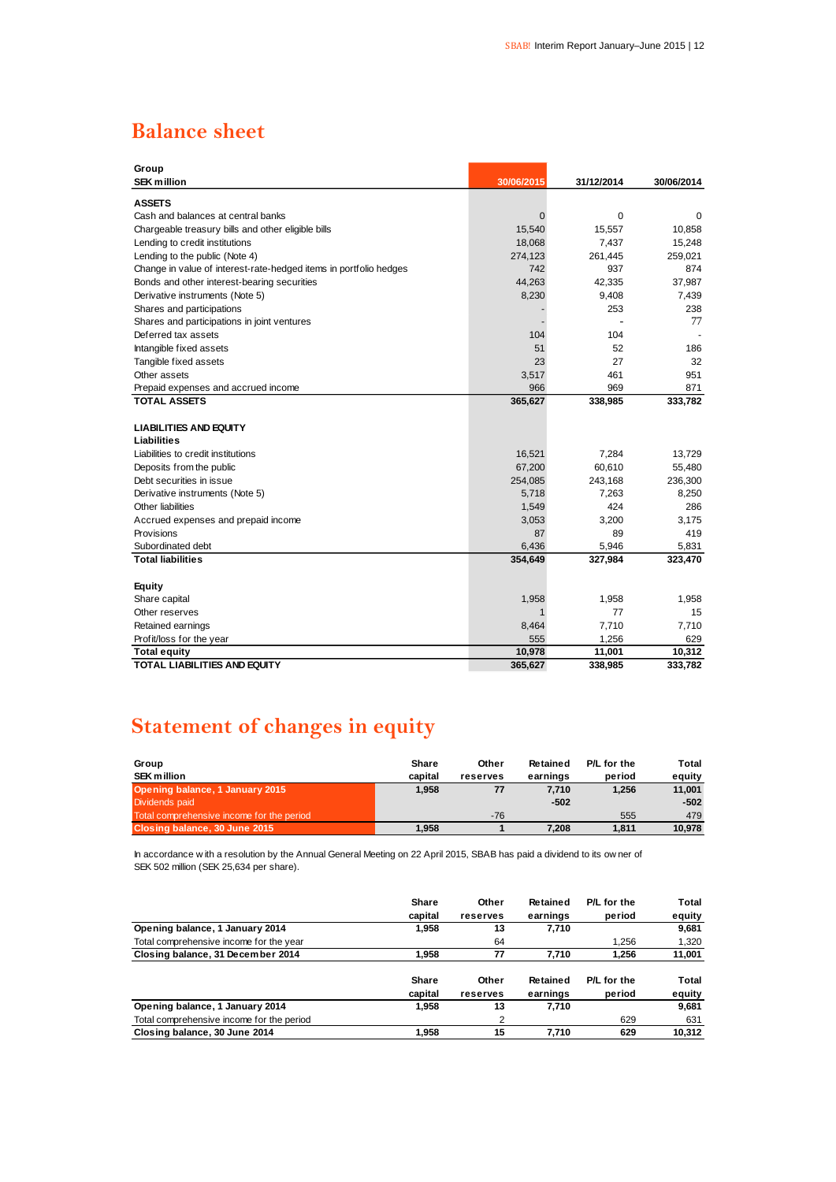# Balance sheet

| Group<br>SEK million | 30/06/2015 | 31/12/2014 | 30/06/2014 |
|---|---|---|---|
| **ASSETS** | | | |
| Cash and balances at central banks | 0 | 0 | 0 |
| Chargeable treasury bills and other eligible bills | 15,540 | 15,557 | 10,858 |
| Lending to credit institutions | 18,068 | 7,437 | 15,248 |
| Lending to the public (Note 4) | 274,123 | 261,445 | 259,021 |
| Change in value of interest-rate-hedged items in portfolio hedges | 742 | 937 | 874 |
| Bonds and other interest-bearing securities | 44,263 | 42,335 | 37,987 |
| Derivative instruments (Note 5) | 8,230 | 9,408 | 7,439 |
| Shares and participations | - | 253 | 238 |
| Shares and participations in joint ventures | - | - | 77 |
| Deferred tax assets | 104 | 104 | - |
| Intangible fixed assets | 51 | 52 | 186 |
| Tangible fixed assets | 23 | 27 | 32 |
| Other assets | 3,517 | 461 | 951 |
| Prepaid expenses and accrued income | 966 | 969 | 871 |
| **TOTAL ASSETS** | **365,627** | **338,985** | **333,782** |
| | | | |
| **LIABILITIES AND EQUITY** | | | |
| **Liabilities** | | | |
| Liabilities to credit institutions | 16,521 | 7,284 | 13,729 |
| Deposits from the public | 67,200 | 60,610 | 55,480 |
| Debt securities in issue | 254,085 | 243,168 | 236,300 |
| Derivative instruments (Note 5) | 5,718 | 7,263 | 8,250 |
| Other liabilities | 1,549 | 424 | 286 |
| Accrued expenses and prepaid income | 3,053 | 3,200 | 3,175 |
| Provisions | 87 | 89 | 419 |
| Subordinated debt | 6,436 | 5,946 | 5,831 |
| **Total liabilities** | **354,649** | **327,984** | **323,470** |
| | | | |
| **Equity** | | | |
| Share capital | 1,958 | 1,958 | 1,958 |
| Other reserves | 1 | 77 | 15 |
| Retained earnings | 8,464 | 7,710 | 7,710 |
| Profit/loss for the year | 555 | 1,256 | 629 |
| **Total equity** | **10,978** | **11,001** | **10,312** |
| **TOTAL LIABILITIES AND EQUITY** | **365,627** | **338,985** | **333,782** |

# Statement of changes in equity

| Group<br>SEK million | Share capital | Other reserves | Retained earnings | P/L for the period | Total equity |
|---|---|---|---|---|---|
| **Opening balance, 1 January 2015** | **1,958** | **77** | **7,710** | **1,256** | **11,001** |
| Dividends paid | | | **-502** | | **-502** |
| Total comprehensive income for the period | | -76 | | 555 | 479 |
| **Closing balance, 30 June 2015** | **1,958** | **1** | **7,208** | **1,811** | **10,978** |

In accordance with a resolution by the Annual General Meeting on 22 April 2015, SBAB has paid a dividend to its owner of SEK 502 million (SEK 25,634 per share).

| | Share capital | Other reserves | Retained earnings | P/L for the period | Total equity |
|---|---|---|---|---|---|
| **Opening balance, 1 January 2014** | **1,958** | **13** | **7,710** | | **9,681** |
| Total comprehensive income for the year | | 64 | | 1,256 | 1,320 |
| **Closing balance, 31 December 2014** | **1,958** | **77** | **7,710** | **1,256** | **11,001** |

| | Share capital | Other reserves | Retained earnings | P/L for the period | Total equity |
|---|---|---|---|---|---|
| **Opening balance, 1 January 2014** | **1,958** | **13** | **7,710** | | **9,681** |
| Total comprehensive income for the period | | 2 | | 629 | 631 |
| **Closing balance, 30 June 2014** | **1,958** | **15** | **7,710** | **629** | **10,312** |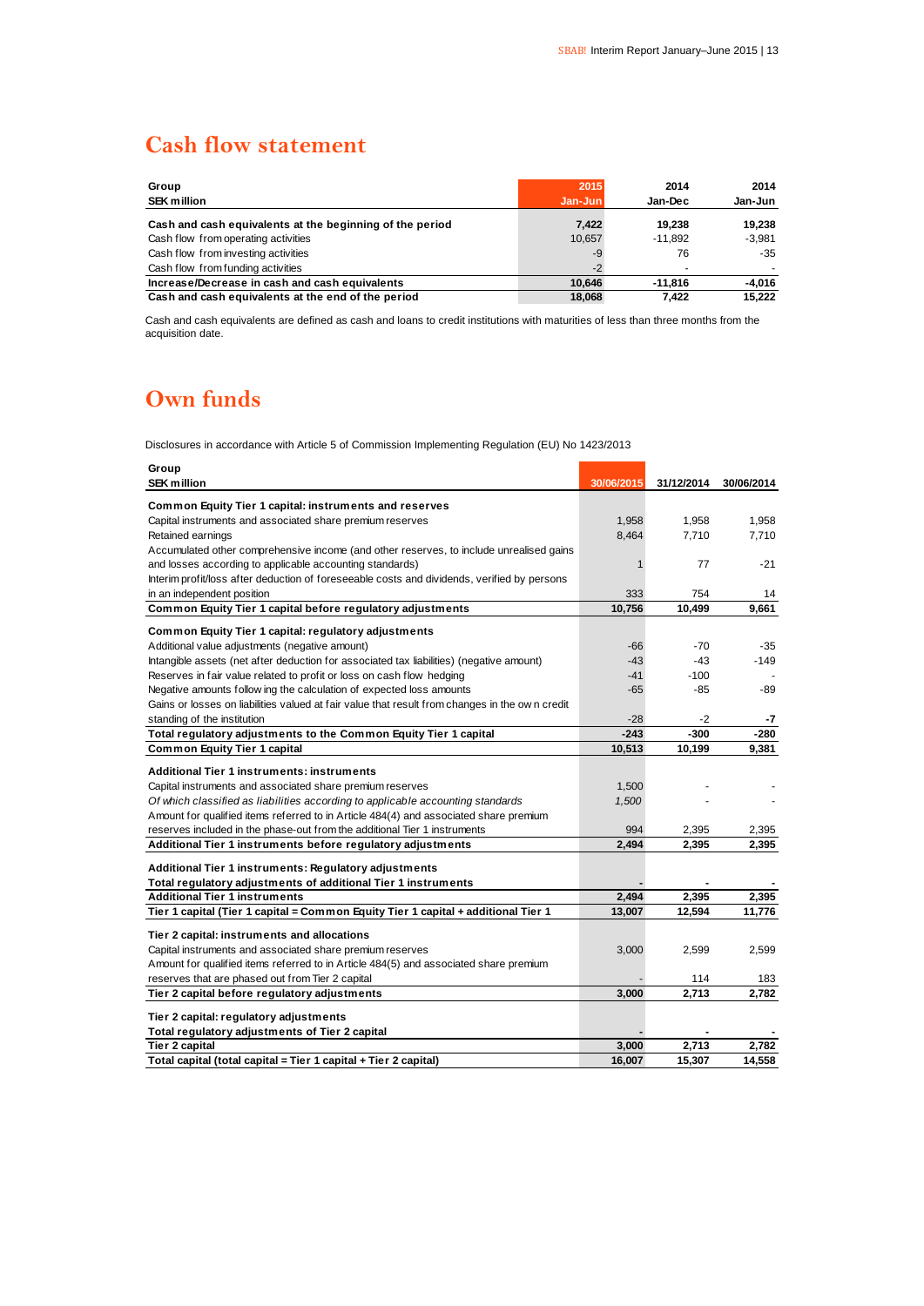# Cash flow statement

| Group<br>SEK million | 2015<br>Jan-Jun | 2014<br>Jan-Dec | 2014<br>Jan-Jun |
|---|---|---|---|
| **Cash and cash equivalents at the beginning of the period** | **7,422** | **19,238** | **19,238** |
| Cash flow from operating activities | 10,657 | -11,892 | -3,981 |
| Cash flow from investing activities | -9 | 76 | -35 |
| Cash flow from funding activities | -2 | - | - |
| **Increase/Decrease in cash and cash equivalents** | **10,646** | **-11,816** | **-4,016** |
| **Cash and cash equivalents at the end of the period** | **18,068** | **7,422** | **15,222** |

Cash and cash equivalents are defined as cash and loans to credit institutions with maturities of less than three months from the acquisition date.

# Own funds

Disclosures in accordance with Article 5 of Commission Implementing Regulation (EU) No 1423/2013

| Group<br>SEK million | 30/06/2015 | 31/12/2014 | 30/06/2014 |
|---|---|---|---|
| **Common Equity Tier 1 capital: instruments and reserves** | | | |
| Capital instruments and associated share premium reserves | 1,958 | 1,958 | 1,958 |
| Retained earnings | 8,464 | 7,710 | 7,710 |
| Accumulated other comprehensive income (and other reserves, to include unrealised gains and losses according to applicable accounting standards) | 1 | 77 | -21 |
| Interim profit/loss after deduction of foreseeable costs and dividends, verified by persons in an independent position | 333 | 754 | 14 |
| **Common Equity Tier 1 capital before regulatory adjustments** | **10,756** | **10,499** | **9,661** |
| **Common Equity Tier 1 capital: regulatory adjustments** | | | |
| Additional value adjustments (negative amount) | -66 | -70 | -35 |
| Intangible assets (net after deduction for associated tax liabilities) (negative amount) | -43 | -43 | -149 |
| Reserves in fair value related to profit or loss on cash flow hedging | -41 | -100 | - |
| Negative amounts following the calculation of expected loss amounts | -65 | -85 | -89 |
| Gains or losses on liabilities valued at fair value that result from changes in the own credit standing of the institution | -28 | -2 | -7 |
| **Total regulatory adjustments to the Common Equity Tier 1 capital** | **-243** | **-300** | **-280** |
| **Common Equity Tier 1 capital** | **10,513** | **10,199** | **9,381** |
| **Additional Tier 1 instruments: instruments** | | | |
| Capital instruments and associated share premium reserves | 1,500 | - | - |
| *Of which classified as liabilities according to applicable accounting standards* | *1,500* | - | - |
| Amount for qualified items referred to in Article 484(4) and associated share premium reserves included in the phase-out from the additional Tier 1 instruments | 994 | 2,395 | 2,395 |
| **Additional Tier 1 instruments before regulatory adjustments** | **2,494** | **2,395** | **2,395** |
| **Additional Tier 1 instruments: Regulatory adjustments** | | | |
| **Total regulatory adjustments of additional Tier 1 instruments** | **-** | **-** | **-** |
| **Additional Tier 1 instruments** | **2,494** | **2,395** | **2,395** |
| **Tier 1 capital (Tier 1 capital = Common Equity Tier 1 capital + additional Tier 1** | **13,007** | **12,594** | **11,776** |
| **Tier 2 capital: instruments and allocations** | | | |
| Capital instruments and associated share premium reserves | 3,000 | 2,599 | 2,599 |
| Amount for qualified items referred to in Article 484(5) and associated share premium reserves that are phased out from Tier 2 capital | - | 114 | 183 |
| **Tier 2 capital before regulatory adjustments** | **3,000** | **2,713** | **2,782** |
| **Tier 2 capital: regulatory adjustments** | | | |
| **Total regulatory adjustments of Tier 2 capital** | **-** | **-** | **-** |
| **Tier 2 capital** | **3,000** | **2,713** | **2,782** |
| **Total capital (total capital = Tier 1 capital + Tier 2 capital)** | **16,007** | **15,307** | **14,558** |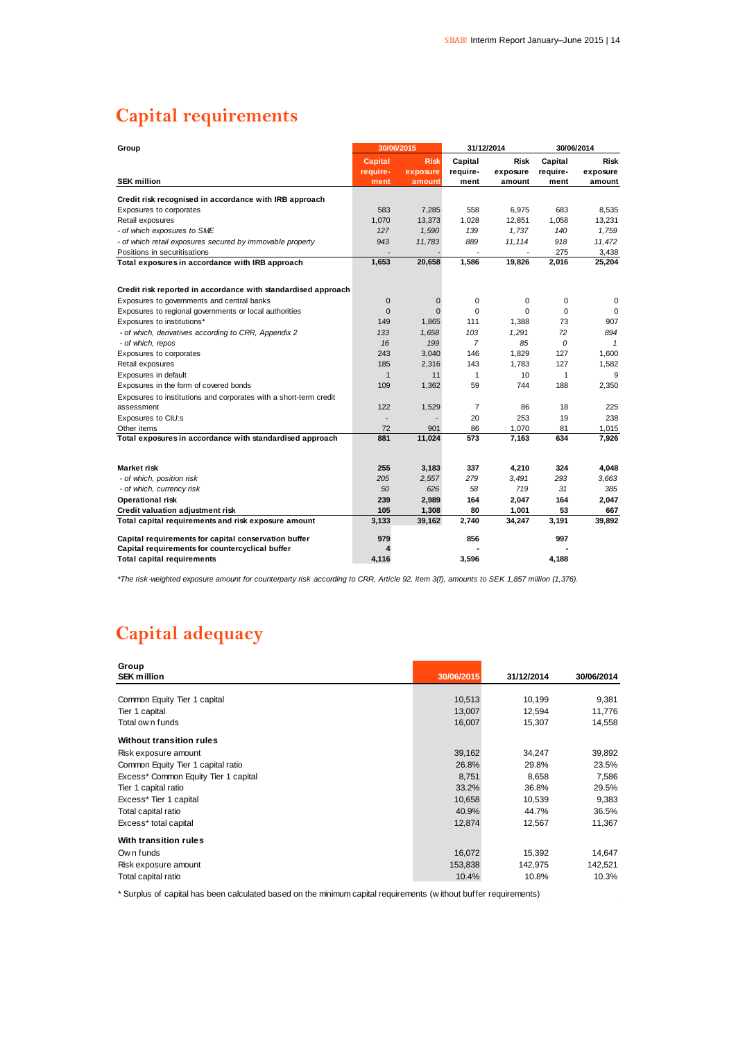# Capital requirements

| Group | 30/06/2015 | | 31/12/2014 | | 30/06/2014 | |
|---|---|---|---|---|---|---|
| SEK million | Capital require-ment | Risk exposure amount | Capital require-ment | Risk exposure amount | Capital require-ment | Risk exposure amount |
| **Credit risk recognised in accordance with IRB approach** | | | | | | |
| Exposures to corporates | 583 | 7,285 | 558 | 6,975 | 683 | 8,535 |
| Retail exposures | 1,070 | 13,373 | 1,028 | 12,851 | 1,058 | 13,231 |
| *- of which exposures to SME* | *127* | *1,590* | *139* | *1,737* | *140* | *1,759* |
| *- of which retail exposures secured by immovable property* | *943* | *11,783* | *889* | *11,114* | *918* | *11,472* |
| Positions in securitisations | - | - | - | - | 275 | 3,438 |
| **Total exposures in accordance with IRB approach** | **1,653** | **20,658** | **1,586** | **19,826** | **2,016** | **25,204** |
| | | | | | | |
| **Credit risk reported in accordance with standardised approach** | | | | | | |
| Exposures to governments and central banks | 0 | 0 | 0 | 0 | 0 | 0 |
| Exposures to regional governments or local authorities | 0 | 0 | 0 | 0 | 0 | 0 |
| Exposures to institutions* | 149 | 1,865 | 111 | 1,388 | 73 | 907 |
| *- of which, derivatives according to CRR, Appendix 2* | *133* | *1,658* | *103* | *1,291* | *72* | *894* |
| *- of which, repos* | *16* | *199* | *7* | *85* | *0* | *1* |
| Exposures to corporates | 243 | 3,040 | 146 | 1,829 | 127 | 1,600 |
| Retail exposures | 185 | 2,316 | 143 | 1,783 | 127 | 1,582 |
| Exposures in default | 1 | 11 | 1 | 10 | 1 | 9 |
| Exposures in the form of covered bonds | 109 | 1,362 | 59 | 744 | 188 | 2,350 |
| Exposures to institutions and corporates with a short-term credit assessment | 122 | 1,529 | 7 | 86 | 18 | 225 |
| Exposures to CIU:s | - | - | 20 | 253 | 19 | 238 |
| Other items | 72 | 901 | 86 | 1,070 | 81 | 1,015 |
| **Total exposures in accordance with standardised approach** | **881** | **11,024** | **573** | **7,163** | **634** | **7,926** |
| | | | | | | |
| **Market risk** | **255** | **3,183** | **337** | **4,210** | **324** | **4,048** |
| *- of which, position risk* | *205* | *2,557* | *279* | *3,491* | *293* | *3,663* |
| *- of which, currency risk* | *50* | *626* | *58* | *719* | *31* | *385* |
| **Operational risk** | **239** | **2,989** | **164** | **2,047** | **164** | **2,047** |
| **Credit valuation adjustment risk** | **105** | **1,308** | **80** | **1,001** | **53** | **667** |
| **Total capital requirements and risk exposure amount** | **3,133** | **39,162** | **2,740** | **34,247** | **3,191** | **39,892** |
| | | | | | | |
| **Capital requirements for capital conservation buffer** | **979** | | **856** | | **997** | |
| **Capital requirements for countercyclical buffer** | **4** | | **-** | | **-** | |
| **Total capital requirements** | **4,116** | | **3,596** | | **4,188** | |

*\*The risk-weighted exposure amount for counterparty risk according to CRR, Article 92, item 3(f), amounts to SEK 1,857 million (1,376).*

# Capital adequacy

| Group<br>SEK million | 30/06/2015 | 31/12/2014 | 30/06/2014 |
|---|---|---|---|
| Common Equity Tier 1 capital | 10,513 | 10,199 | 9,381 |
| Tier 1 capital | 13,007 | 12,594 | 11,776 |
| Total own funds | 16,007 | 15,307 | 14,558 |
| **Without transition rules** | | | |
| Risk exposure amount | 39,162 | 34,247 | 39,892 |
| Common Equity Tier 1 capital ratio | 26.8% | 29.8% | 23.5% |
| Excess* Common Equity Tier 1 capital | 8,751 | 8,658 | 7,586 |
| Tier 1 capital ratio | 33.2% | 36.8% | 29.5% |
| Excess* Tier 1 capital | 10,658 | 10,539 | 9,383 |
| Total capital ratio | 40.9% | 44.7% | 36.5% |
| Excess* total capital | 12,874 | 12,567 | 11,367 |
| **With transition rules** | | | |
| Own funds | 16,072 | 15,392 | 14,647 |
| Risk exposure amount | 153,838 | 142,975 | 142,521 |
| Total capital ratio | 10.4% | 10.8% | 10.3% |

\* Surplus of capital has been calculated based on the minimum capital requirements (without buffer requirements)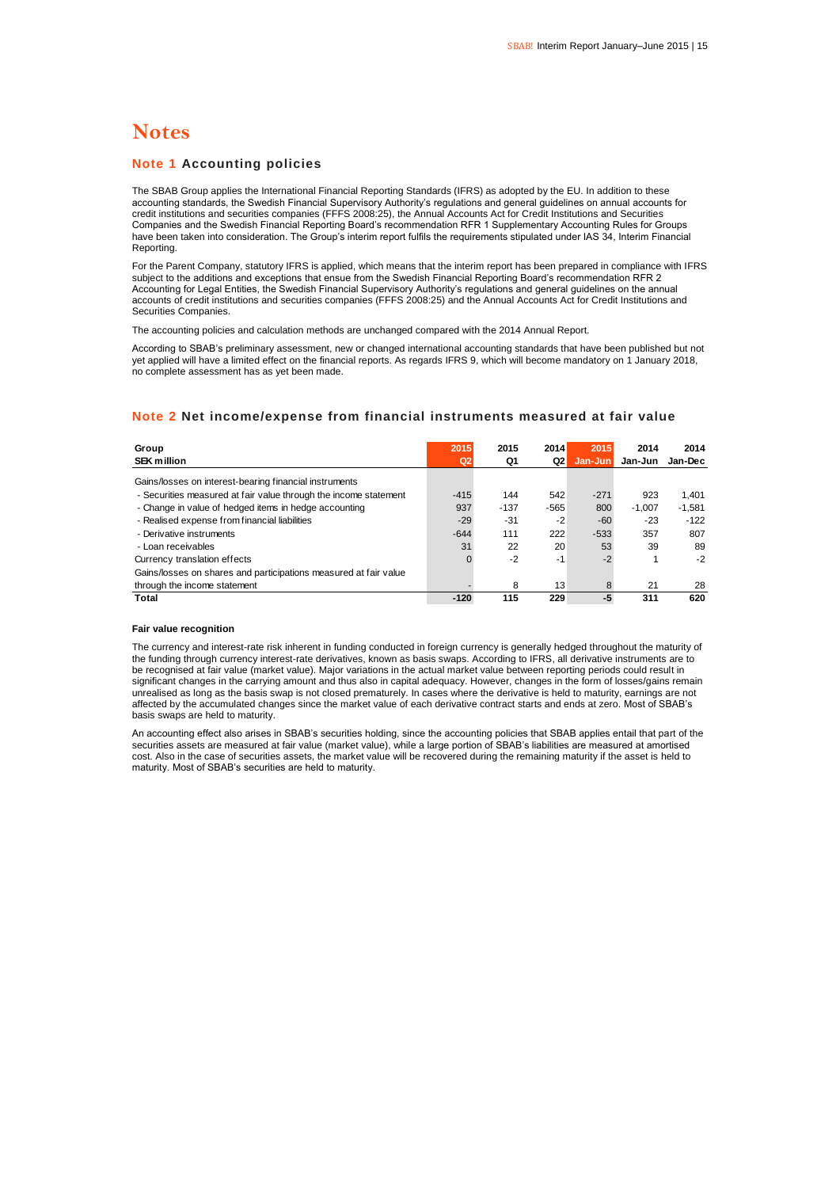# Notes

## Note 1 Accounting policies

The SBAB Group applies the International Financial Reporting Standards (IFRS) as adopted by the EU. In addition to these accounting standards, the Swedish Financial Supervisory Authority's regulations and general guidelines on annual accounts for credit institutions and securities companies (FFFS 2008:25), the Annual Accounts Act for Credit Institutions and Securities Companies and the Swedish Financial Reporting Board's recommendation RFR 1 Supplementary Accounting Rules for Groups have been taken into consideration. The Group's interim report fulfils the requirements stipulated under IAS 34, Interim Financial Reporting.

For the Parent Company, statutory IFRS is applied, which means that the interim report has been prepared in compliance with IFRS subject to the additions and exceptions that ensue from the Swedish Financial Reporting Board's recommendation RFR 2 Accounting for Legal Entities, the Swedish Financial Supervisory Authority's regulations and general guidelines on the annual accounts of credit institutions and securities companies (FFFS 2008:25) and the Annual Accounts Act for Credit Institutions and Securities Companies.

The accounting policies and calculation methods are unchanged compared with the 2014 Annual Report.

According to SBAB's preliminary assessment, new or changed international accounting standards that have been published but not yet applied will have a limited effect on the financial reports. As regards IFRS 9, which will become mandatory on 1 January 2018, no complete assessment has as yet been made.

## Note 2 Net income/expense from financial instruments measured at fair value

| Group<br>SEK million | 2015<br>Q2 | 2015<br>Q1 | 2014<br>Q2 | 2015<br>Jan-Jun | 2014<br>Jan-Jun | 2014<br>Jan-Dec |
|---|---|---|---|---|---|---|
| Gains/losses on interest-bearing financial instruments | | | | | | |
| - Securities measured at fair value through the income statement | -415 | 144 | 542 | -271 | 923 | 1,401 |
| - Change in value of hedged items in hedge accounting | 937 | -137 | -565 | 800 | -1,007 | -1,581 |
| - Realised expense from financial liabilities | -29 | -31 | -2 | -60 | -23 | -122 |
| - Derivative instruments | -644 | 111 | 222 | -533 | 357 | 807 |
| - Loan receivables | 31 | 22 | 20 | 53 | 39 | 89 |
| Currency translation effects | 0 | -2 | -1 | -2 | 1 | -2 |
| Gains/losses on shares and participations measured at fair value through the income statement | - | 8 | 13 | 8 | 21 | 28 |
| **Total** | **-120** | **115** | **229** | **-5** | **311** | **620** |

**Fair value recognition**

The currency and interest-rate risk inherent in funding conducted in foreign currency is generally hedged throughout the maturity of the funding through currency interest-rate derivatives, known as basis swaps. According to IFRS, all derivative instruments are to be recognised at fair value (market value). Major variations in the actual market value between reporting periods could result in significant changes in the carrying amount and thus also in capital adequacy. However, changes in the form of losses/gains remain unrealised as long as the basis swap is not closed prematurely. In cases where the derivative is held to maturity, earnings are not affected by the accumulated changes since the market value of each derivative contract starts and ends at zero. Most of SBAB's basis swaps are held to maturity.

An accounting effect also arises in SBAB's securities holding, since the accounting policies that SBAB applies entail that part of the securities assets are measured at fair value (market value), while a large portion of SBAB's liabilities are measured at amortised cost. Also in the case of securities assets, the market value will be recovered during the remaining maturity if the asset is held to maturity. Most of SBAB's securities are held to maturity.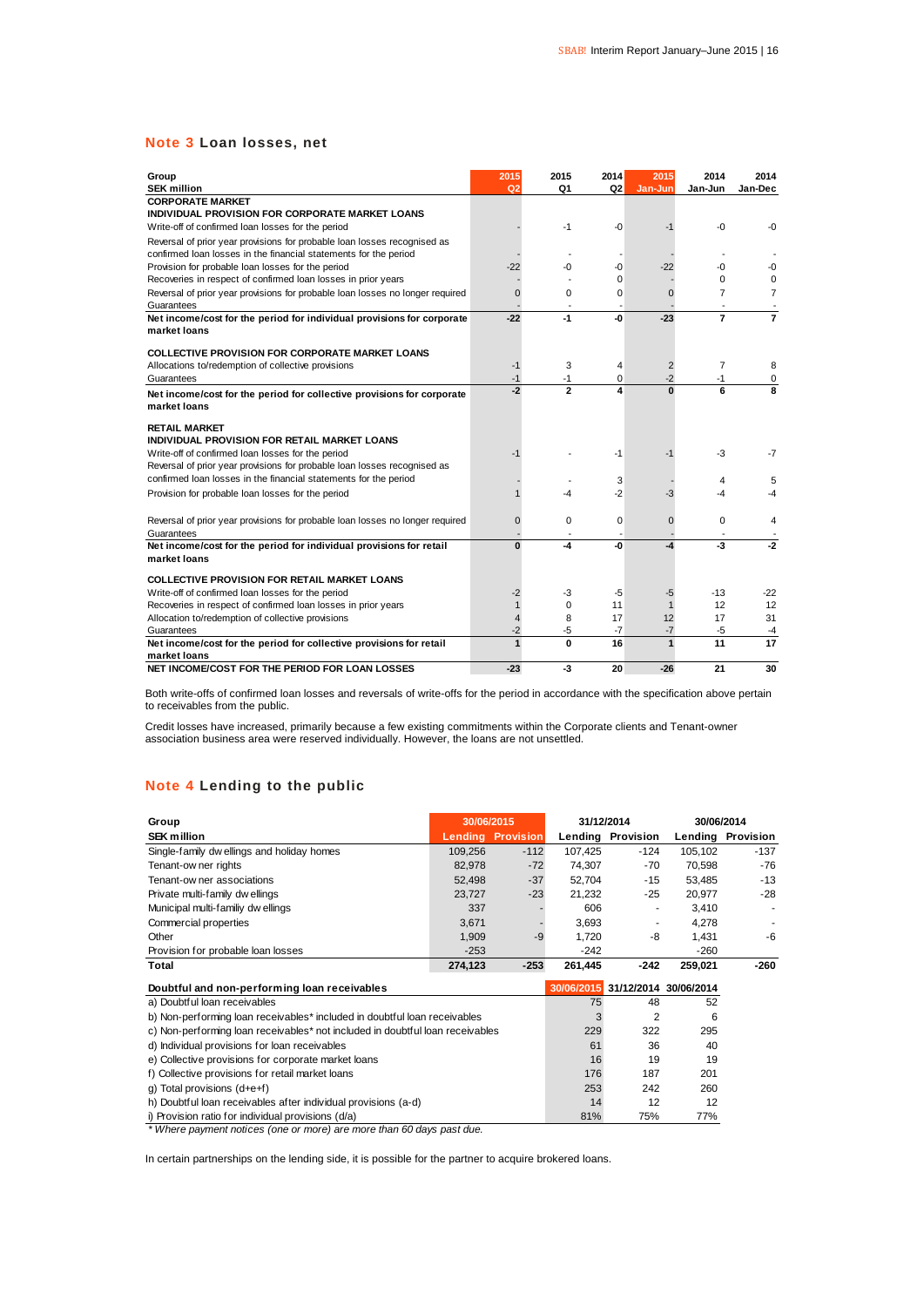## Note 3 Loan losses, net

| Group<br>SEK million | 2015<br>Q2 | 2015<br>Q1 | 2014<br>Q2 | 2015<br>Jan-Jun | 2014<br>Jan-Jun | 2014<br>Jan-Dec |
|---|---|---|---|---|---|---|
| **CORPORATE MARKET** | | | | | | |
| **INDIVIDUAL PROVISION FOR CORPORATE MARKET LOANS** | | | | | | |
| Write-off of confirmed loan losses for the period | - | -1 | -0 | -1 | -0 | -0 |
| Reversal of prior year provisions for probable loan losses recognised as confirmed loan losses in the financial statements for the period | - | - | - | - | - | - |
| Provision for probable loan losses for the period | -22 | -0 | -0 | -22 | -0 | -0 |
| Recoveries in respect of confirmed loan losses in prior years | - | - | 0 | - | 0 | 0 |
| Reversal of prior year provisions for probable loan losses no longer required | 0 | 0 | 0 | 0 | 7 | 7 |
| Guarantees | - | - | - | - | - | - |
| **Net income/cost for the period for individual provisions for corporate market loans** | **-22** | **-1** | **-0** | **-23** | **7** | **7** |
| **COLLECTIVE PROVISION FOR CORPORATE MARKET LOANS** | | | | | | |
| Allocations to/redemption of collective provisions | -1 | 3 | 4 | 2 | 7 | 8 |
| Guarantees | -1 | -1 | 0 | -2 | -1 | 0 |
| **Net income/cost for the period for collective provisions for corporate market loans** | **-2** | **2** | **4** | **0** | **6** | **8** |
| **RETAIL MARKET** | | | | | | |
| **INDIVIDUAL PROVISION FOR RETAIL MARKET LOANS** | | | | | | |
| Write-off of confirmed loan losses for the period | -1 | - | -1 | -1 | -3 | -7 |
| Reversal of prior year provisions for probable loan losses recognised as confirmed loan losses in the financial statements for the period | - | - | 3 | - | 4 | 5 |
| Provision for probable loan losses for the period | 1 | -4 | -2 | -3 | -4 | -4 |
| Reversal of prior year provisions for probable loan losses no longer required | 0 | 0 | 0 | 0 | 0 | 4 |
| Guarantees | - | - | - | - | - | - |
| **Net income/cost for the period for individual provisions for retail market loans** | **0** | **-4** | **-0** | **-4** | **-3** | **-2** |
| **COLLECTIVE PROVISION FOR RETAIL MARKET LOANS** | | | | | | |
| Write-off of confirmed loan losses for the period | -2 | -3 | -5 | -5 | -13 | -22 |
| Recoveries in respect of confirmed loan losses in prior years | 1 | 0 | 11 | 1 | 12 | 12 |
| Allocation to/redemption of collective provisions | 4 | 8 | 17 | 12 | 17 | 31 |
| Guarantees | -2 | -5 | -7 | -7 | -5 | -4 |
| **Net income/cost for the period for collective provisions for retail market loans** | **1** | **0** | **16** | **1** | **11** | **17** |
| **NET INCOME/COST FOR THE PERIOD FOR LOAN LOSSES** | **-23** | **-3** | **20** | **-26** | **21** | **30** |

Both write-offs of confirmed loan losses and reversals of write-offs for the period in accordance with the specification above pertain to receivables from the public.

Credit losses have increased, primarily because a few existing commitments within the Corporate clients and Tenant-owner association business area were reserved individually. However, the loans are not unsettled.

## Note 4 Lending to the public

| Group | 30/06/2015 | | 31/12/2014 | | 30/06/2014 | |
|---|---|---|---|---|---|---|
| **SEK million** | **Lending** | **Provision** | **Lending** | **Provision** | **Lending** | **Provision** |
| Single-family dwellings and holiday homes | 109,256 | -112 | 107,425 | -124 | 105,102 | -137 |
| Tenant-owner rights | 82,978 | -72 | 74,307 | -70 | 70,598 | -76 |
| Tenant-owner associations | 52,498 | -37 | 52,704 | -15 | 53,485 | -13 |
| Private multi-family dwellings | 23,727 | -23 | 21,232 | -25 | 20,977 | -28 |
| Municipal multi-familiy dwellings | 337 | - | 606 | - | 3,410 | - |
| Commercial properties | 3,671 | - | 3,693 | - | 4,278 | - |
| Other | 1,909 | -9 | 1,720 | -8 | 1,431 | -6 |
| Provision for probable loan losses | -253 | | -242 | | -260 | |
| **Total** | **274,123** | **-253** | **261,445** | **-242** | **259,021** | **-260** |

| Doubtful and non-performing loan receivables | 30/06/2015 | 31/12/2014 | 30/06/2014 |
|---|---|---|---|
| a) Doubtful loan receivables | 75 | 48 | 52 |
| b) Non-performing loan receivables* included in doubtful loan receivables | 3 | 2 | 6 |
| c) Non-performing loan receivables* not included in doubtful loan receivables | 229 | 322 | 295 |
| d) Individual provisions for loan receivables | 61 | 36 | 40 |
| e) Collective provisions for corporate market loans | 16 | 19 | 19 |
| f) Collective provisions for retail market loans | 176 | 187 | 201 |
| g) Total provisions (d+e+f) | 253 | 242 | 260 |
| h) Doubtful loan receivables after individual provisions (a-d) | 14 | 12 | 12 |
| i) Provision ratio for individual provisions (d/a) | 81% | 75% | 77% |

*\* Where payment notices (one or more) are more than 60 days past due.*

In certain partnerships on the lending side, it is possible for the partner to acquire brokered loans.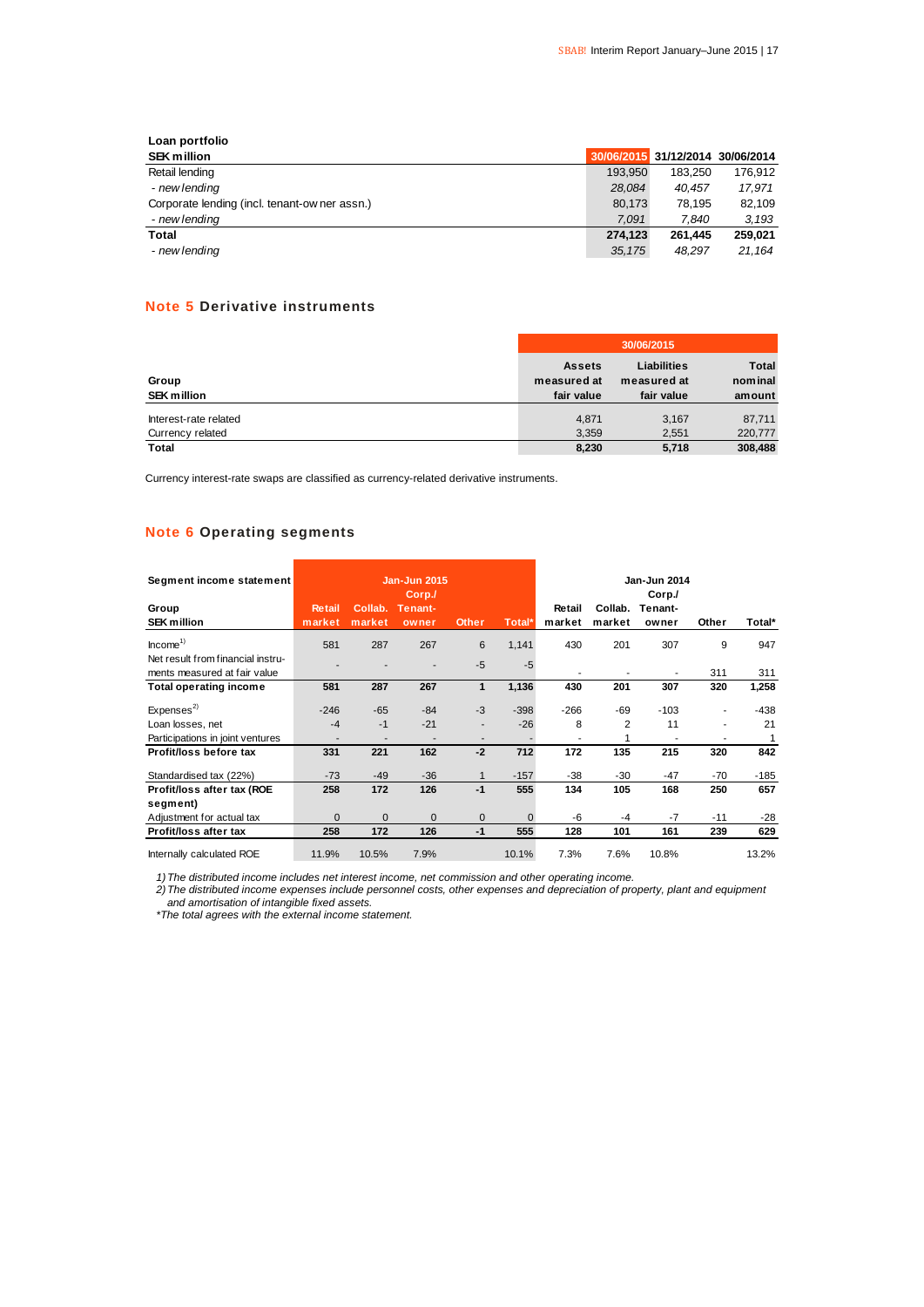**Loan portfolio**

| SEK million | 30/06/2015 | 31/12/2014 | 30/06/2014 |
|---|---|---|---|
| Retail lending | 193,950 | 183,250 | 176,912 |
| *- new lending* | *28,084* | *40,457* | *17,971* |
| Corporate lending (incl. tenant-owner assn.) | 80,173 | 78,195 | 82,109 |
| *- new lending* | *7,091* | *7,840* | *3,193* |
| **Total** | **274,123** | **261,445** | **259,021** |
| *- new lending* | *35,175* | *48,297* | *21,164* |

## Note 5 Derivative instruments

| Group<br>SEK million | 30/06/2015<br>Assets measured at fair value | <br>Liabilities measured at fair value | <br>Total nominal amount |
|---|---|---|---|
| Interest-rate related | 4,871 | 3,167 | 87,711 |
| Currency related | 3,359 | 2,551 | 220,777 |
| **Total** | **8,230** | **5,718** | **308,488** |

Currency interest-rate swaps are classified as currency-related derivative instruments.

## Note 6 Operating segments

| Segment income statement | Jan-Jun 2015 | | | | | Jan-Jun 2014 | | | | |
|---|---|---|---|---|---|---|---|---|---|---|
| Group<br>SEK million | Retail market | Collab. market | Corp./ Tenant-owner | Other | Total* | Retail market | Collab. market | Corp./ Tenant-owner | Other | Total* |
| Income[1] | 581 | 287 | 267 | 6 | 1,141 | 430 | 201 | 307 | 9 | 947 |
| Net result from financial instruments measured at fair value | - | - | - | -5 | -5 | - | - | - | 311 | 311 |
| **Total operating income** | **581** | **287** | **267** | **1** | **1,136** | **430** | **201** | **307** | **320** | **1,258** |
| Expenses[2] | -246 | -65 | -84 | -3 | -398 | -266 | -69 | -103 | - | -438 |
| Loan losses, net | -4 | -1 | -21 | - | -26 | 8 | 2 | 11 | - | 21 |
| Participations in joint ventures | - | - | - | - | - | - | 1 | - | - | 1 |
| **Profit/loss before tax** | **331** | **221** | **162** | **-2** | **712** | **172** | **135** | **215** | **320** | **842** |
| Standardised tax (22%) | -73 | -49 | -36 | 1 | -157 | -38 | -30 | -47 | -70 | -185 |
| **Profit/loss after tax (ROE segment)** | **258** | **172** | **126** | **-1** | **555** | **134** | **105** | **168** | **250** | **657** |
| Adjustment for actual tax | 0 | 0 | 0 | 0 | 0 | -6 | -4 | -7 | -11 | -28 |
| **Profit/loss after tax** | **258** | **172** | **126** | **-1** | **555** | **128** | **101** | **161** | **239** | **629** |
| Internally calculated ROE | 11.9% | 10.5% | 7.9% | | 10.1% | 7.3% | 7.6% | 10.8% | | 13.2% |

*1) The distributed income includes net interest income, net commission and other operating income.*
*2) The distributed income expenses include personnel costs, other expenses and depreciation of property, plant and equipment and amortisation of intangible fixed assets.*
*\*The total agrees with the external income statement.*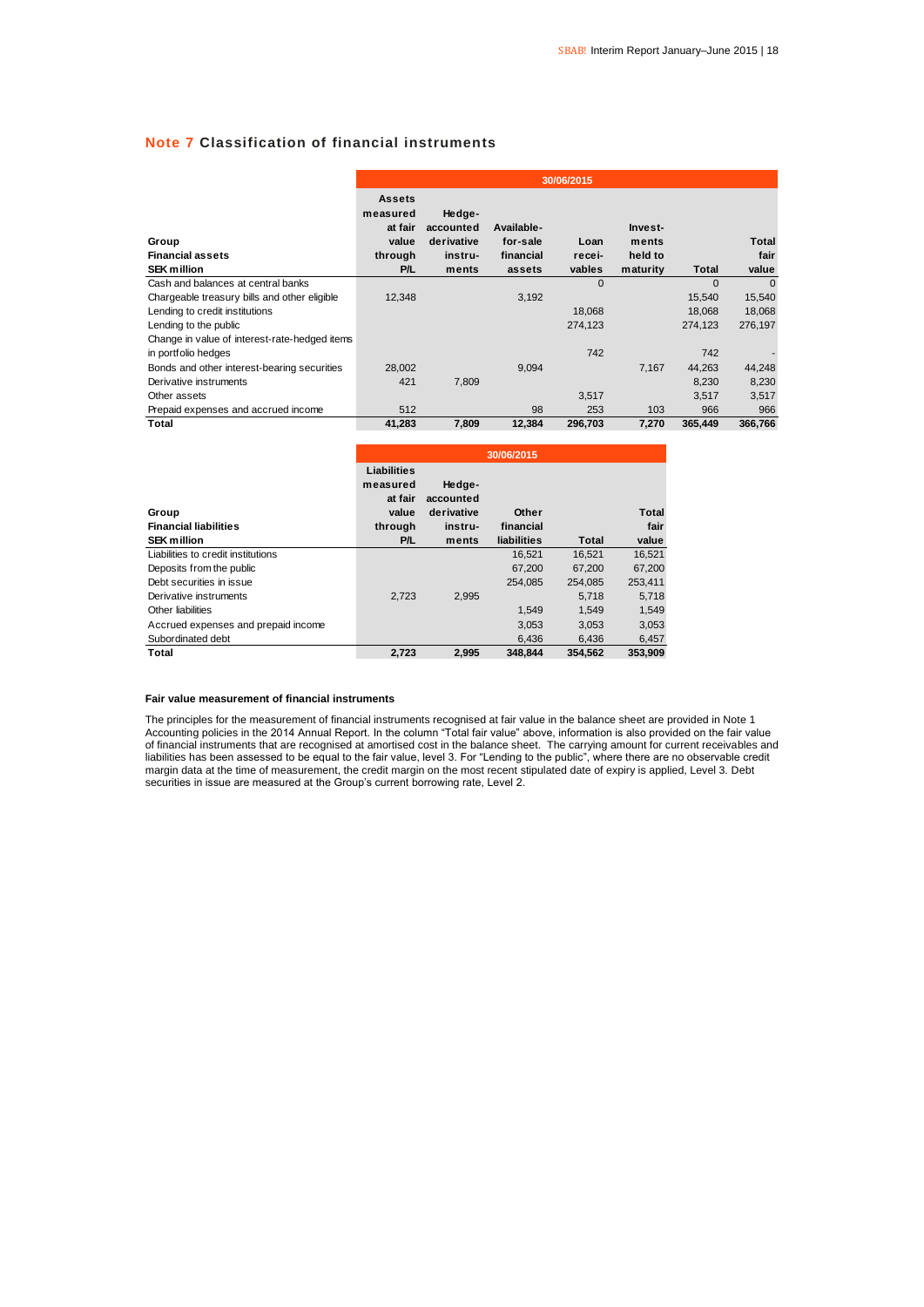## Note 7 Classification of financial instruments

| Group<br>Financial assets<br>SEK million | 30/06/2015<br>Assets measured at fair value through P/L | Hedge-accounted derivative instruments | Available-for-sale financial assets | Loan receivables | Investments held to maturity | Total | Total fair value |
|---|---|---|---|---|---|---|---|
| Cash and balances at central banks | | | | 0 | | 0 | 0 |
| Chargeable treasury bills and other eligible | 12,348 | | 3,192 | | | 15,540 | 15,540 |
| Lending to credit institutions | | | | 18,068 | | 18,068 | 18,068 |
| Lending to the public | | | | 274,123 | | 274,123 | 276,197 |
| Change in value of interest-rate-hedged items in portfolio hedges | | | | 742 | | 742 | - |
| Bonds and other interest-bearing securities | 28,002 | | 9,094 | | 7,167 | 44,263 | 44,248 |
| Derivative instruments | 421 | 7,809 | | | | 8,230 | 8,230 |
| Other assets | | | | 3,517 | | 3,517 | 3,517 |
| Prepaid expenses and accrued income | 512 | | 98 | 253 | 103 | 966 | 966 |
| **Total** | **41,283** | **7,809** | **12,384** | **296,703** | **7,270** | **365,449** | **366,766** |

| Group<br>Financial liabilities<br>SEK million | 30/06/2015<br>Liabilities measured at fair value through P/L | Hedge-accounted derivative instruments | Other financial liabilities | Total | Total fair value |
|---|---|---|---|---|---|
| Liabilities to credit institutions | | | 16,521 | 16,521 | 16,521 |
| Deposits from the public | | | 67,200 | 67,200 | 67,200 |
| Debt securities in issue | | | 254,085 | 254,085 | 253,411 |
| Derivative instruments | 2,723 | 2,995 | | 5,718 | 5,718 |
| Other liabilities | | | 1,549 | 1,549 | 1,549 |
| Accrued expenses and prepaid income | | | 3,053 | 3,053 | 3,053 |
| Subordinated debt | | | 6,436 | 6,436 | 6,457 |
| **Total** | **2,723** | **2,995** | **348,844** | **354,562** | **353,909** |

#### Fair value measurement of financial instruments

The principles for the measurement of financial instruments recognised at fair value in the balance sheet are provided in Note 1 Accounting policies in the 2014 Annual Report. In the column "Total fair value" above, information is also provided on the fair value of financial instruments that are recognised at amortised cost in the balance sheet. The carrying amount for current receivables and liabilities has been assessed to be equal to the fair value, level 3. For "Lending to the public", where there are no observable credit margin data at the time of measurement, the credit margin on the most recent stipulated date of expiry is applied, Level 3. Debt securities in issue are measured at the Group's current borrowing rate, Level 2.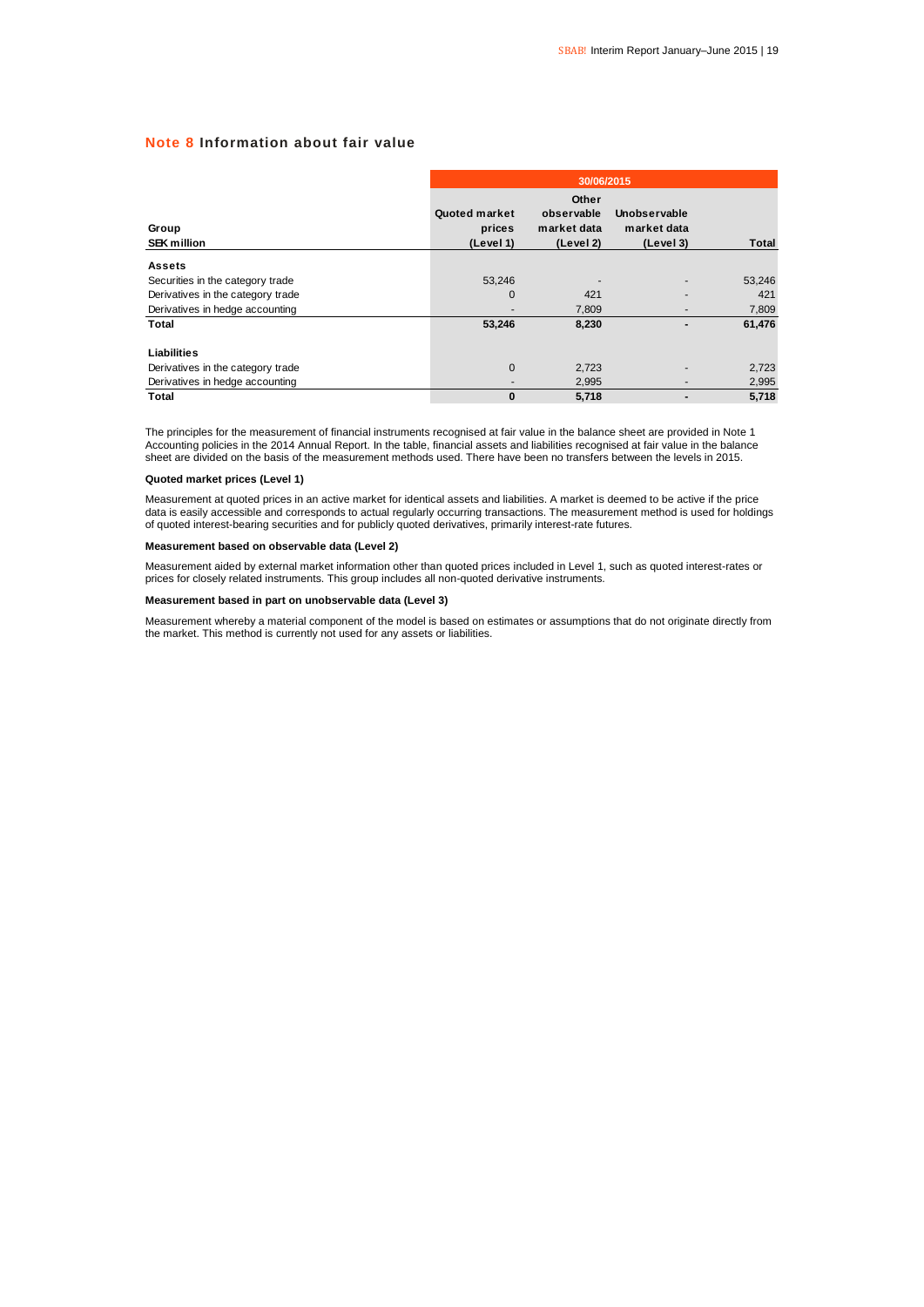## Note 8 Information about fair value

| Group<br>SEK million | 30/06/2015<br>Quoted market prices (Level 1) | Other observable market data (Level 2) | Unobservable market data (Level 3) | Total |
|---|---|---|---|---|
| **Assets** | | | | |
| Securities in the category trade | 53,246 | - | - | 53,246 |
| Derivatives in the category trade | 0 | 421 | - | 421 |
| Derivatives in hedge accounting | - | 7,809 | - | 7,809 |
| **Total** | **53,246** | **8,230** | **-** | **61,476** |
| **Liabilities** | | | | |
| Derivatives in the category trade | 0 | 2,723 | - | 2,723 |
| Derivatives in hedge accounting | - | 2,995 | - | 2,995 |
| **Total** | **0** | **5,718** | **-** | **5,718** |

The principles for the measurement of financial instruments recognised at fair value in the balance sheet are provided in Note 1 Accounting policies in the 2014 Annual Report. In the table, financial assets and liabilities recognised at fair value in the balance sheet are divided on the basis of the measurement methods used. There have been no transfers between the levels in 2015.

**Quoted market prices (Level 1)**

Measurement at quoted prices in an active market for identical assets and liabilities. A market is deemed to be active if the price data is easily accessible and corresponds to actual regularly occurring transactions. The measurement method is used for holdings of quoted interest-bearing securities and for publicly quoted derivatives, primarily interest-rate futures.

**Measurement based on observable data (Level 2)**

Measurement aided by external market information other than quoted prices included in Level 1, such as quoted interest-rates or prices for closely related instruments. This group includes all non-quoted derivative instruments.

**Measurement based in part on unobservable data (Level 3)**

Measurement whereby a material component of the model is based on estimates or assumptions that do not originate directly from the market. This method is currently not used for any assets or liabilities.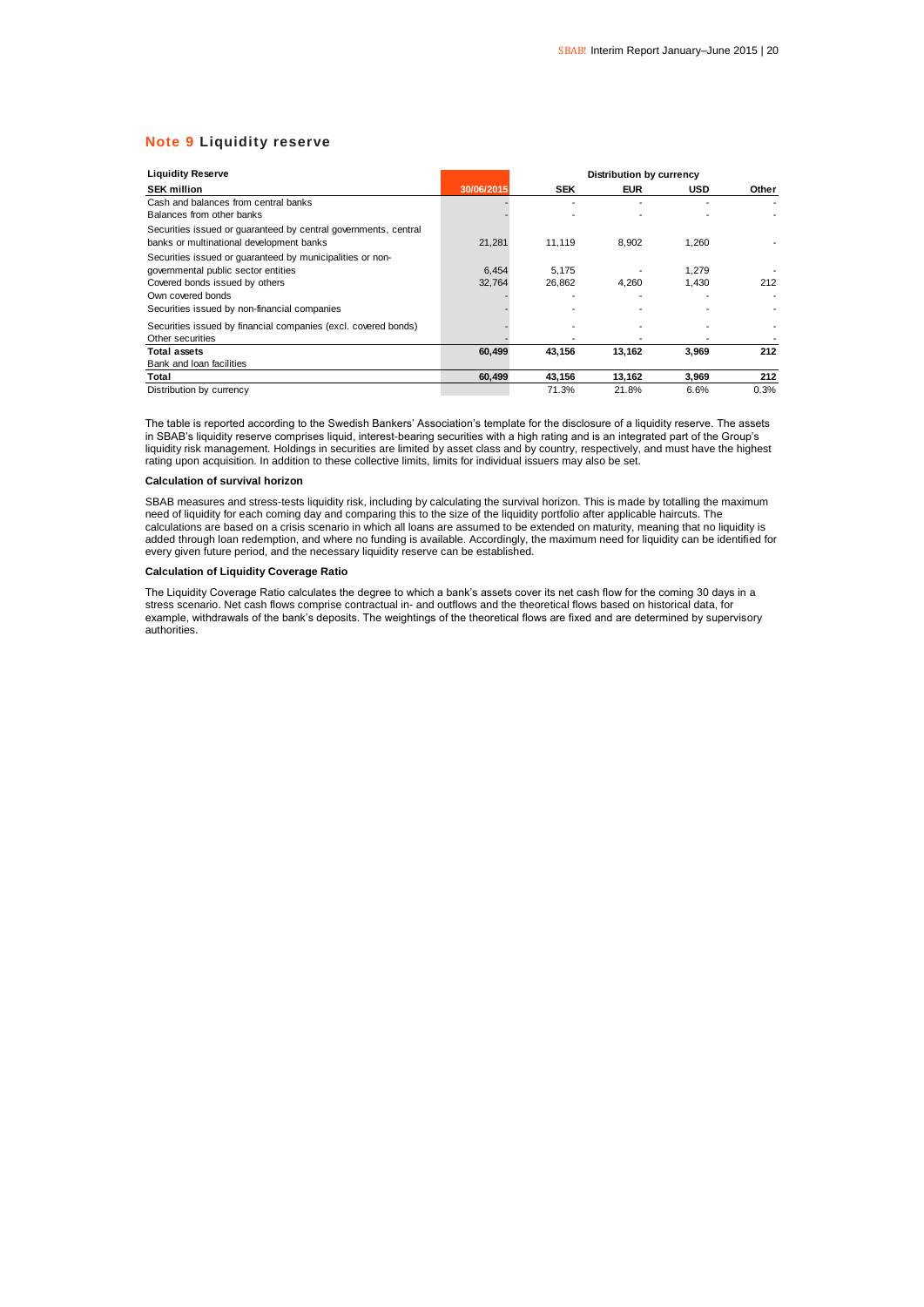## Note 9 Liquidity reserve

| Liquidity Reserve | | Distribution by currency | | | |
|---|---|---|---|---|---|
| **SEK million** | **30/06/2015** | **SEK** | **EUR** | **USD** | **Other** |
| Cash and balances from central banks | - | - | - | - | - |
| Balances from other banks | - | - | - | - | - |
| Securities issued or guaranteed by central governments, central banks or multinational development banks | 21,281 | 11,119 | 8,902 | 1,260 | - |
| Securities issued or guaranteed by municipalities or non-governmental public sector entities | 6,454 | 5,175 | - | 1,279 | - |
| Covered bonds issued by others | 32,764 | 26,862 | 4,260 | 1,430 | 212 |
| Own covered bonds | - | - | - | - | - |
| Securities issued by non-financial companies | - | - | - | - | - |
| Securities issued by financial companies (excl. covered bonds) | - | - | - | - | - |
| Other securities | - | - | - | - | - |
| **Total assets** | **60,499** | **43,156** | **13,162** | **3,969** | **212** |
| Bank and loan facilities | | | | | |
| **Total** | **60,499** | **43,156** | **13,162** | **3,969** | **212** |
| Distribution by currency | | 71.3% | 21.8% | 6.6% | 0.3% |

The table is reported according to the Swedish Bankers' Association's template for the disclosure of a liquidity reserve. The assets in SBAB's liquidity reserve comprises liquid, interest-bearing securities with a high rating and is an integrated part of the Group's liquidity risk management. Holdings in securities are limited by asset class and by country, respectively, and must have the highest rating upon acquisition. In addition to these collective limits, limits for individual issuers may also be set.

**Calculation of survival horizon**

SBAB measures and stress-tests liquidity risk, including by calculating the survival horizon. This is made by totalling the maximum need of liquidity for each coming day and comparing this to the size of the liquidity portfolio after applicable haircuts. The calculations are based on a crisis scenario in which all loans are assumed to be extended on maturity, meaning that no liquidity is added through loan redemption, and where no funding is available. Accordingly, the maximum need for liquidity can be identified for every given future period, and the necessary liquidity reserve can be established.

**Calculation of Liquidity Coverage Ratio**

The Liquidity Coverage Ratio calculates the degree to which a bank's assets cover its net cash flow for the coming 30 days in a stress scenario. Net cash flows comprise contractual in- and outflows and the theoretical flows based on historical data, for example, withdrawals of the bank's deposits. The weightings of the theoretical flows are fixed and are determined by supervisory authorities.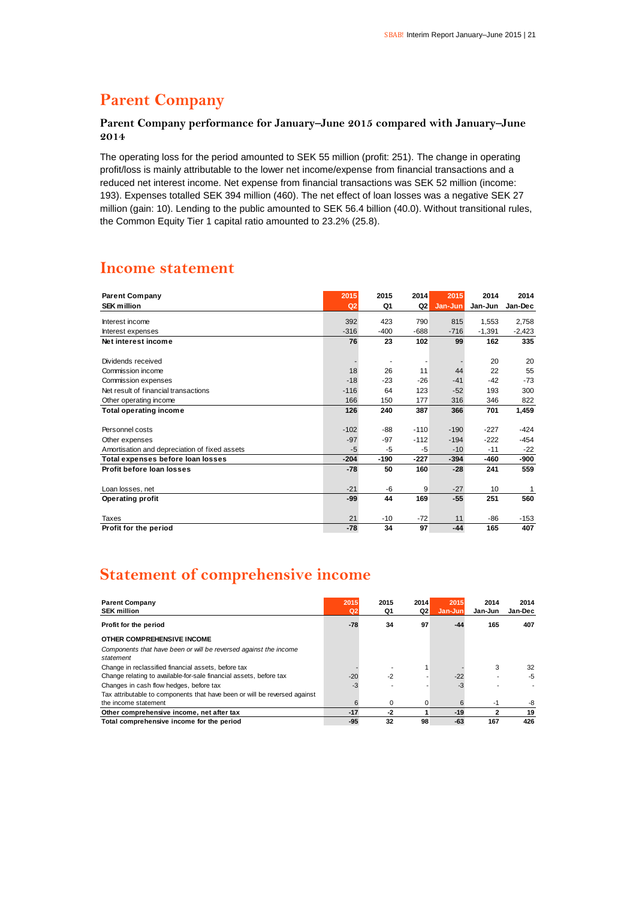# Parent Company

### Parent Company performance for January–June 2015 compared with January–June 2014

The operating loss for the period amounted to SEK 55 million (profit: 251). The change in operating profit/loss is mainly attributable to the lower net income/expense from financial transactions and a reduced net interest income. Net expense from financial transactions was SEK 52 million (income: 193). Expenses totalled SEK 394 million (460). The net effect of loan losses was a negative SEK 27 million (gain: 10). Lending to the public amounted to SEK 56.4 billion (40.0). Without transitional rules, the Common Equity Tier 1 capital ratio amounted to 23.2% (25.8).

# Income statement

| **Parent Company**<br>**SEK million** | **2015 Q2** | **2015 Q1** | **2014 Q2** | **2015 Jan-Jun** | **2014 Jan-Jun** | **2014 Jan-Dec** |
|---|---|---|---|---|---|---|
| Interest income | 392 | 423 | 790 | 815 | 1,553 | 2,758 |
| Interest expenses | -316 | -400 | -688 | -716 | -1,391 | -2,423 |
| **Net interest income** | **76** | **23** | **102** | **99** | **162** | **335** |
| Dividends received | - | - | - | - | 20 | 20 |
| Commission income | 18 | 26 | 11 | 44 | 22 | 55 |
| Commission expenses | -18 | -23 | -26 | -41 | -42 | -73 |
| Net result of financial transactions | -116 | 64 | 123 | -52 | 193 | 300 |
| Other operating income | 166 | 150 | 177 | 316 | 346 | 822 |
| **Total operating income** | **126** | **240** | **387** | **366** | **701** | **1,459** |
| Personnel costs | -102 | -88 | -110 | -190 | -227 | -424 |
| Other expenses | -97 | -97 | -112 | -194 | -222 | -454 |
| Amortisation and depreciation of fixed assets | -5 | -5 | -5 | -10 | -11 | -22 |
| **Total expenses before loan losses** | **-204** | **-190** | **-227** | **-394** | **-460** | **-900** |
| **Profit before loan losses** | **-78** | **50** | **160** | **-28** | **241** | **559** |
| Loan losses, net | -21 | -6 | 9 | -27 | 10 | 1 |
| **Operating profit** | **-99** | **44** | **169** | **-55** | **251** | **560** |
| Taxes | 21 | -10 | -72 | 11 | -86 | -153 |
| **Profit for the period** | **-78** | **34** | **97** | **-44** | **165** | **407** |

# Statement of comprehensive income

| **Parent Company**<br>**SEK million** | **2015 Q2** | **2015 Q1** | **2014 Q2** | **2015 Jan-Jun** | **2014 Jan-Jun** | **2014 Jan-Dec** |
|---|---|---|---|---|---|---|
| **Profit for the period** | **-78** | **34** | **97** | **-44** | **165** | **407** |
| **OTHER COMPREHENSIVE INCOME** | | | | | | |
| *Components that have been or will be reversed against the income statement* | | | | | | |
| Change in reclassified financial assets, before tax | - | - | 1 | - | 3 | 32 |
| Change relating to available-for-sale financial assets, before tax | -20 | -2 | - | -22 | - | -5 |
| Changes in cash flow hedges, before tax | -3 | - | - | -3 | - | - |
| Tax attributable to components that have been or will be reversed against the income statement | 6 | 0 | 0 | 6 | -1 | -8 |
| **Other comprehensive income, net after tax** | **-17** | **-2** | **1** | **-19** | **2** | **19** |
| **Total comprehensive income for the period** | **-95** | **32** | **98** | **-63** | **167** | **426** |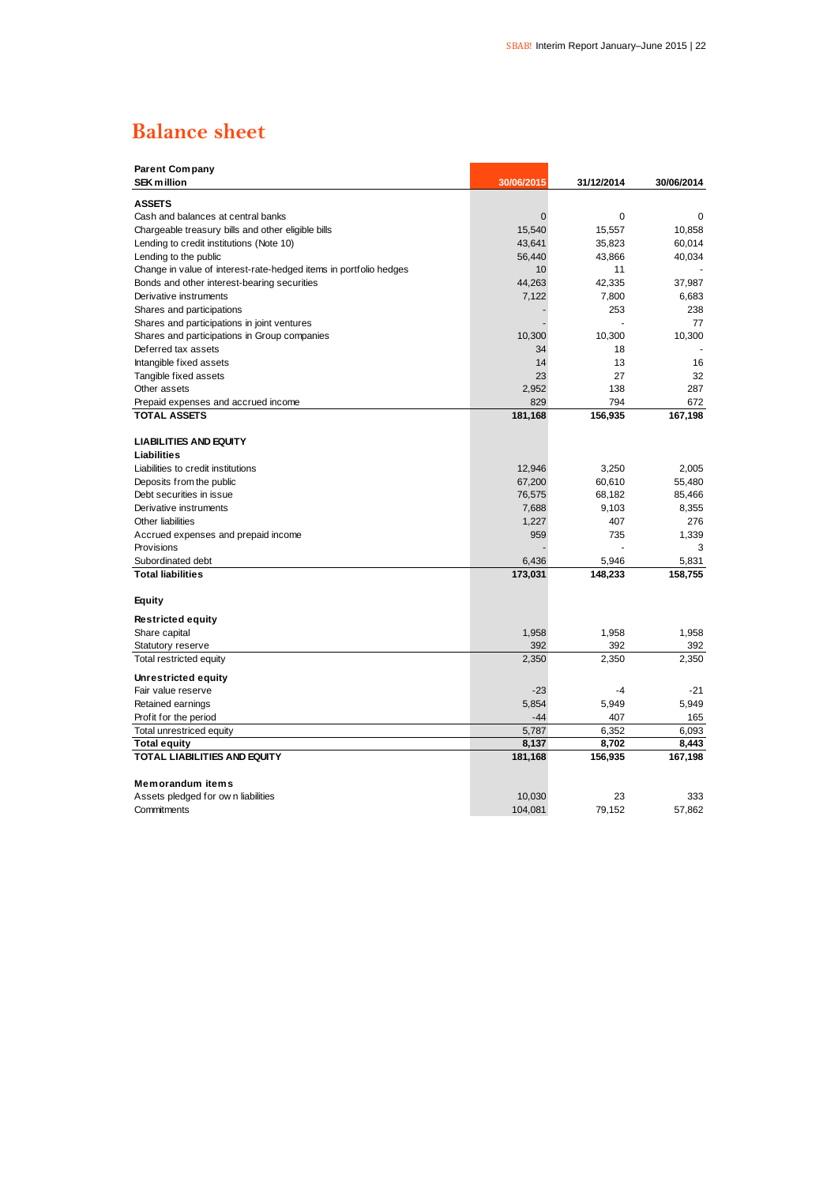# Balance sheet

| Parent Company<br>SEK million | 30/06/2015 | 31/12/2014 | 30/06/2014 |
|---|---|---|---|
| **ASSETS** | | | |
| Cash and balances at central banks | 0 | 0 | 0 |
| Chargeable treasury bills and other eligible bills | 15,540 | 15,557 | 10,858 |
| Lending to credit institutions (Note 10) | 43,641 | 35,823 | 60,014 |
| Lending to the public | 56,440 | 43,866 | 40,034 |
| Change in value of interest-rate-hedged items in portfolio hedges | 10 | 11 | - |
| Bonds and other interest-bearing securities | 44,263 | 42,335 | 37,987 |
| Derivative instruments | 7,122 | 7,800 | 6,683 |
| Shares and participations | - | 253 | 238 |
| Shares and participations in joint ventures | - | - | 77 |
| Shares and participations in Group companies | 10,300 | 10,300 | 10,300 |
| Deferred tax assets | 34 | 18 | - |
| Intangible fixed assets | 14 | 13 | 16 |
| Tangible fixed assets | 23 | 27 | 32 |
| Other assets | 2,952 | 138 | 287 |
| Prepaid expenses and accrued income | 829 | 794 | 672 |
| **TOTAL ASSETS** | **181,168** | **156,935** | **167,198** |
| | | | |
| **LIABILITIES AND EQUITY** | | | |
| **Liabilities** | | | |
| Liabilities to credit institutions | 12,946 | 3,250 | 2,005 |
| Deposits from the public | 67,200 | 60,610 | 55,480 |
| Debt securities in issue | 76,575 | 68,182 | 85,466 |
| Derivative instruments | 7,688 | 9,103 | 8,355 |
| Other liabilities | 1,227 | 407 | 276 |
| Accrued expenses and prepaid income | 959 | 735 | 1,339 |
| Provisions | - | - | 3 |
| Subordinated debt | 6,436 | 5,946 | 5,831 |
| **Total liabilities** | **173,031** | **148,233** | **158,755** |
| | | | |
| **Equity** | | | |
| **Restricted equity** | | | |
| Share capital | 1,958 | 1,958 | 1,958 |
| Statutory reserve | 392 | 392 | 392 |
| Total restricted equity | 2,350 | 2,350 | 2,350 |
| **Unrestricted equity** | | | |
| Fair value reserve | -23 | -4 | -21 |
| Retained earnings | 5,854 | 5,949 | 5,949 |
| Profit for the period | -44 | 407 | 165 |
| Total unrestriced equity | 5,787 | 6,352 | 6,093 |
| **Total equity** | **8,137** | **8,702** | **8,443** |
| **TOTAL LIABILITIES AND EQUITY** | **181,168** | **156,935** | **167,198** |
| | | | |
| **Memorandum items** | | | |
| Assets pledged for own liabilities | 10,030 | 23 | 333 |
| Commitments | 104,081 | 79,152 | 57,862 |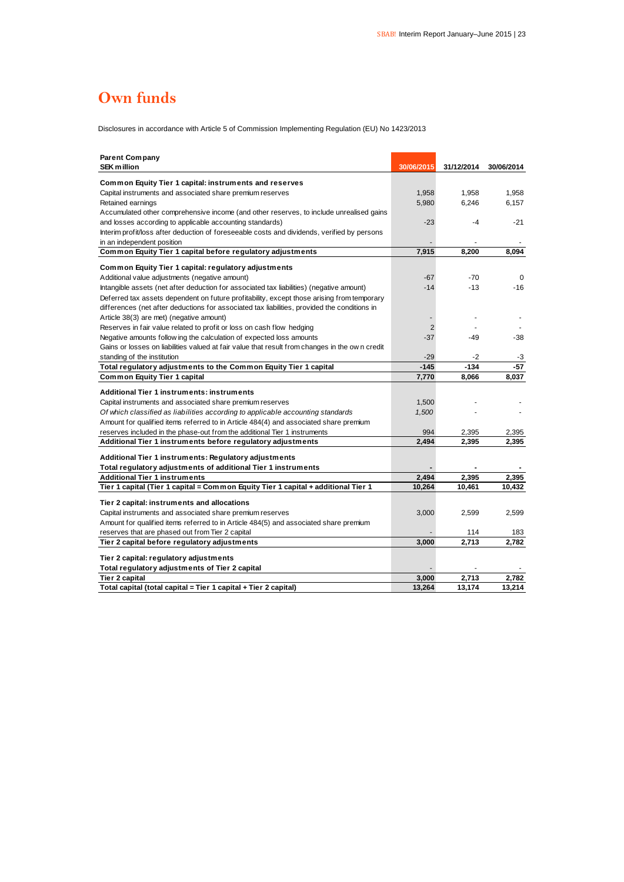# Own funds

Disclosures in accordance with Article 5 of Commission Implementing Regulation (EU) No 1423/2013

| Parent Company<br>SEK million | 30/06/2015 | 31/12/2014 | 30/06/2014 |
|---|---|---|---|
| **Common Equity Tier 1 capital: instruments and reserves** | | | |
| Capital instruments and associated share premium reserves | 1,958 | 1,958 | 1,958 |
| Retained earnings | 5,980 | 6,246 | 6,157 |
| Accumulated other comprehensive income (and other reserves, to include unrealised gains and losses according to applicable accounting standards) | -23 | -4 | -21 |
| Interim profit/loss after deduction of foreseeable costs and dividends, verified by persons in an independent position | - | - | - |
| **Common Equity Tier 1 capital before regulatory adjustments** | **7,915** | **8,200** | **8,094** |
| **Common Equity Tier 1 capital: regulatory adjustments** | | | |
| Additional value adjustments (negative amount) | -67 | -70 | 0 |
| Intangible assets (net after deduction for associated tax liabilities) (negative amount) | -14 | -13 | -16 |
| Deferred tax assets dependent on future profitability, except those arising from temporary differences (net after deductions for associated tax liabilities, provided the conditions in Article 38(3) are met) (negative amount) | - | - | - |
| Reserves in fair value related to profit or loss on cash flow hedging | 2 | - | - |
| Negative amounts following the calculation of expected loss amounts | -37 | -49 | -38 |
| Gains or losses on liabilities valued at fair value that result from changes in the own credit standing of the institution | -29 | -2 | -3 |
| **Total regulatory adjustments to the Common Equity Tier 1 capital** | **-145** | **-134** | **-57** |
| **Common Equity Tier 1 capital** | **7,770** | **8,066** | **8,037** |
| **Additional Tier 1 instruments: instruments** | | | |
| Capital instruments and associated share premium reserves | 1,500 | - | - |
| *Of which classified as liabilities according to applicable accounting standards* | *1,500* | - | - |
| Amount for qualified items referred to in Article 484(4) and associated share premium reserves included in the phase-out from the additional Tier 1 instruments | 994 | 2,395 | 2,395 |
| **Additional Tier 1 instruments before regulatory adjustments** | **2,494** | **2,395** | **2,395** |
| **Additional Tier 1 instruments: Regulatory adjustments** | | | |
| **Total regulatory adjustments of additional Tier 1 instruments** | **-** | **-** | **-** |
| **Additional Tier 1 instruments** | **2,494** | **2,395** | **2,395** |
| **Tier 1 capital (Tier 1 capital = Common Equity Tier 1 capital + additional Tier 1** | **10,264** | **10,461** | **10,432** |
| **Tier 2 capital: instruments and allocations** | | | |
| Capital instruments and associated share premium reserves | 3,000 | 2,599 | 2,599 |
| Amount for qualified items referred to in Article 484(5) and associated share premium reserves that are phased out from Tier 2 capital | - | 114 | 183 |
| **Tier 2 capital before regulatory adjustments** | **3,000** | **2,713** | **2,782** |
| **Tier 2 capital: regulatory adjustments** | | | |
| **Total regulatory adjustments of Tier 2 capital** | - | - | - |
| **Tier 2 capital** | **3,000** | **2,713** | **2,782** |
| **Total capital (total capital = Tier 1 capital + Tier 2 capital)** | **13,264** | **13,174** | **13,214** |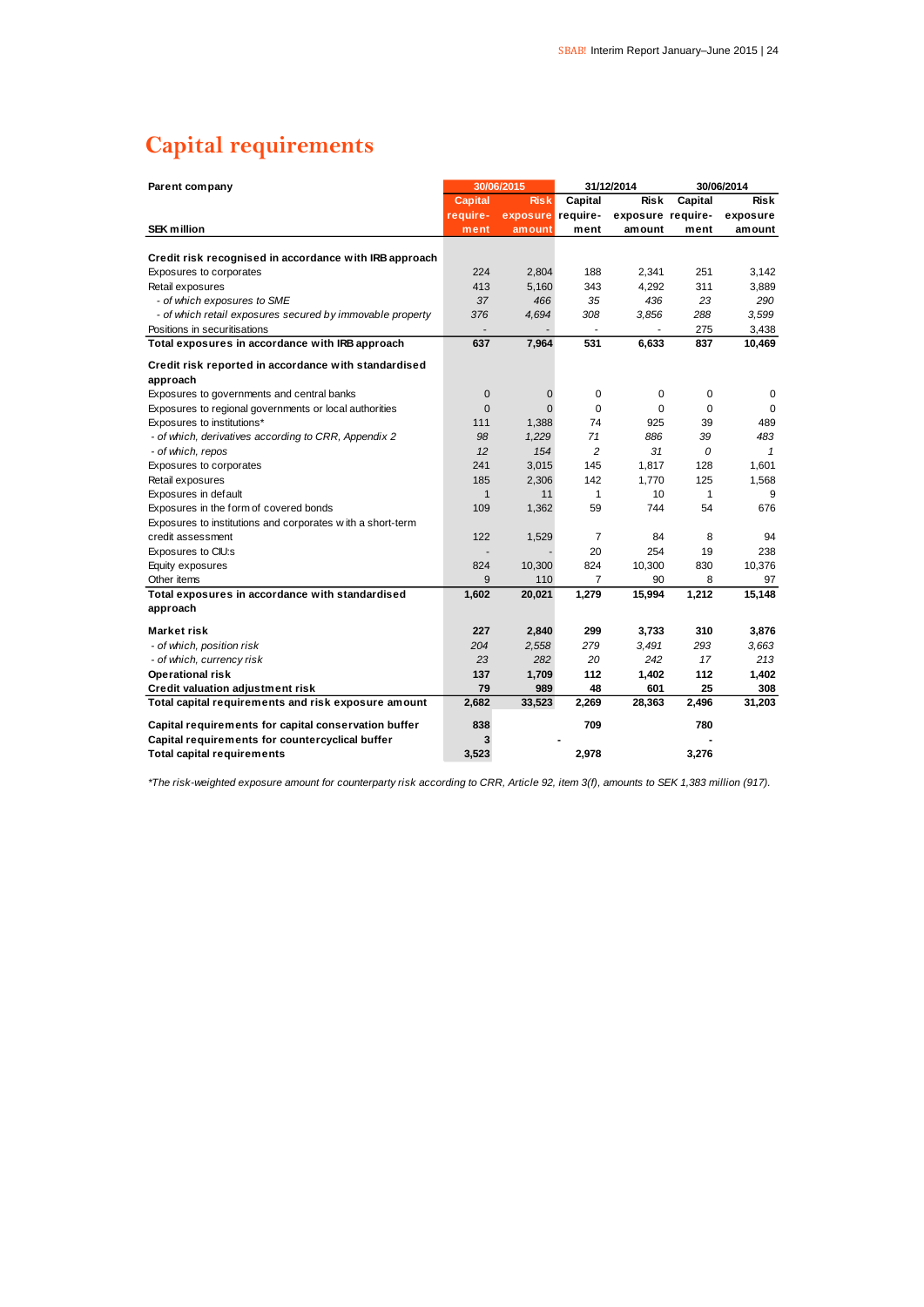# Capital requirements

| Parent company | 30/06/2015 | | 31/12/2014 | | 30/06/2014 | |
|---|---|---|---|---|---|---|
| SEK million | Capital requirement | Risk exposure amount | Capital requirement | Risk exposure amount | Capital requirement | Risk exposure amount |
| **Credit risk recognised in accordance with IRB approach** | | | | | | |
| Exposures to corporates | 224 | 2,804 | 188 | 2,341 | 251 | 3,142 |
| Retail exposures | 413 | 5,160 | 343 | 4,292 | 311 | 3,889 |
| *- of which exposures to SME* | *37* | *466* | *35* | *436* | *23* | *290* |
| *- of which retail exposures secured by immovable property* | *376* | *4,694* | *308* | *3,856* | *288* | *3,599* |
| Positions in securitisations | - | - | - | - | 275 | 3,438 |
| **Total exposures in accordance with IRB approach** | **637** | **7,964** | **531** | **6,633** | **837** | **10,469** |
| **Credit risk reported in accordance with standardised approach** | | | | | | |
| Exposures to governments and central banks | 0 | 0 | 0 | 0 | 0 | 0 |
| Exposures to regional governments or local authorities | 0 | 0 | 0 | 0 | 0 | 0 |
| Exposures to institutions* | 111 | 1,388 | 74 | 925 | 39 | 489 |
| *- of which, derivatives according to CRR, Appendix 2* | *98* | *1,229* | *71* | *886* | *39* | *483* |
| *- of which, repos* | *12* | *154* | *2* | *31* | *0* | *1* |
| Exposures to corporates | 241 | 3,015 | 145 | 1,817 | 128 | 1,601 |
| Retail exposures | 185 | 2,306 | 142 | 1,770 | 125 | 1,568 |
| Exposures in default | 1 | 11 | 1 | 10 | 1 | 9 |
| Exposures in the form of covered bonds | 109 | 1,362 | 59 | 744 | 54 | 676 |
| Exposures to institutions and corporates with a short-term credit assessment | 122 | 1,529 | 7 | 84 | 8 | 94 |
| Exposures to CIU:s | - | - | 20 | 254 | 19 | 238 |
| Equity exposures | 824 | 10,300 | 824 | 10,300 | 830 | 10,376 |
| Other items | 9 | 110 | 7 | 90 | 8 | 97 |
| **Total exposures in accordance with standardised approach** | **1,602** | **20,021** | **1,279** | **15,994** | **1,212** | **15,148** |
| **Market risk** | **227** | **2,840** | **299** | **3,733** | **310** | **3,876** |
| *- of which, position risk* | *204* | *2,558* | *279* | *3,491* | *293* | *3,663* |
| *- of which, currency risk* | *23* | *282* | *20* | *242* | *17* | *213* |
| **Operational risk** | **137** | **1,709** | **112** | **1,402** | **112** | **1,402** |
| **Credit valuation adjustment risk** | **79** | **989** | **48** | **601** | **25** | **308** |
| **Total capital requirements and risk exposure amount** | **2,682** | **33,523** | **2,269** | **28,363** | **2,496** | **31,203** |
| **Capital requirements for capital conservation buffer** | **838** | | **709** | | **780** | |
| **Capital requirements for countercyclical buffer** | **3** | | **-** | | **-** | |
| **Total capital requirements** | **3,523** | | **2,978** | | **3,276** | |

*\*The risk-weighted exposure amount for counterparty risk according to CRR, Article 92, item 3(f), amounts to SEK 1,383 million (917).*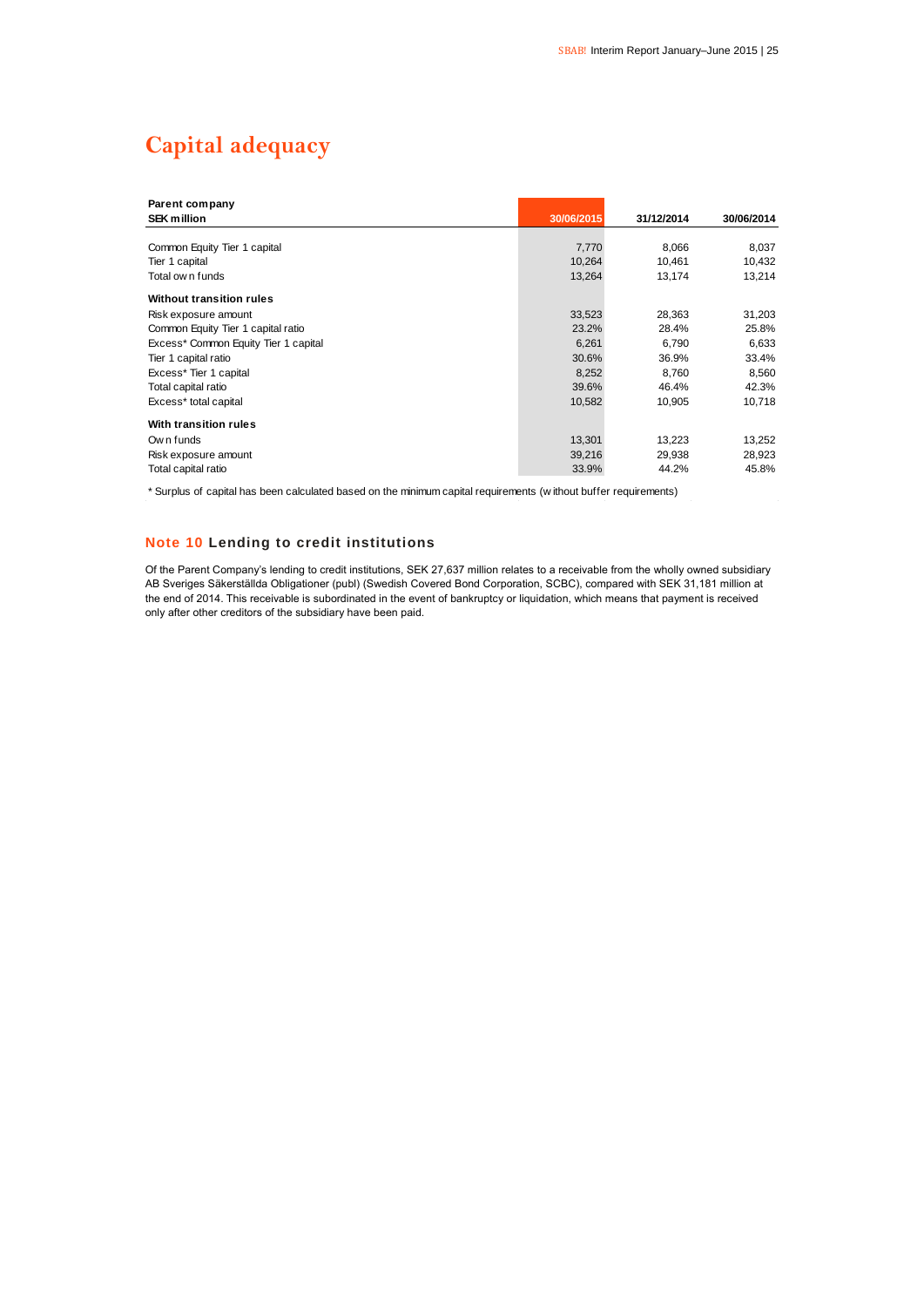# Capital adequacy

| Parent company<br>SEK million | 30/06/2015 | 31/12/2014 | 30/06/2014 |
|---|---|---|---|
| Common Equity Tier 1 capital | 7,770 | 8,066 | 8,037 |
| Tier 1 capital | 10,264 | 10,461 | 10,432 |
| Total own funds | 13,264 | 13,174 | 13,214 |
| **Without transition rules** | | | |
| Risk exposure amount | 33,523 | 28,363 | 31,203 |
| Common Equity Tier 1 capital ratio | 23.2% | 28.4% | 25.8% |
| Excess* Common Equity Tier 1 capital | 6,261 | 6,790 | 6,633 |
| Tier 1 capital ratio | 30.6% | 36.9% | 33.4% |
| Excess* Tier 1 capital | 8,252 | 8,760 | 8,560 |
| Total capital ratio | 39.6% | 46.4% | 42.3% |
| Excess* total capital | 10,582 | 10,905 | 10,718 |
| **With transition rules** | | | |
| Own funds | 13,301 | 13,223 | 13,252 |
| Risk exposure amount | 39,216 | 29,938 | 28,923 |
| Total capital ratio | 33.9% | 44.2% | 45.8% |

* Surplus of capital has been calculated based on the minimum capital requirements (without buffer requirements)

### Note 10 Lending to credit institutions

Of the Parent Company's lending to credit institutions, SEK 27,637 million relates to a receivable from the wholly owned subsidiary AB Sveriges Säkerställda Obligationer (publ) (Swedish Covered Bond Corporation, SCBC), compared with SEK 31,181 million at the end of 2014. This receivable is subordinated in the event of bankruptcy or liquidation, which means that payment is received only after other creditors of the subsidiary have been paid.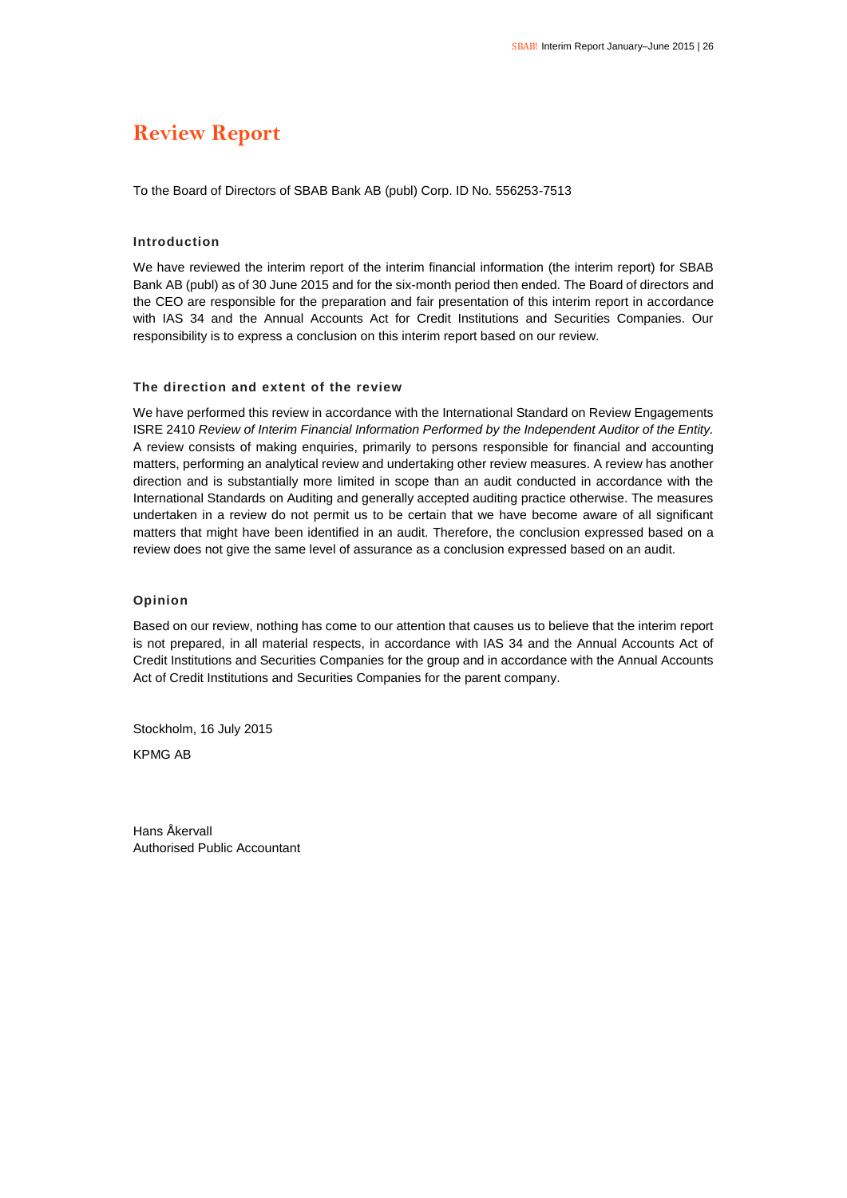# Review Report

To the Board of Directors of SBAB Bank AB (publ) Corp. ID No. 556253-7513

### Introduction

We have reviewed the interim report of the interim financial information (the interim report) for SBAB Bank AB (publ) as of 30 June 2015 and for the six-month period then ended. The Board of directors and the CEO are responsible for the preparation and fair presentation of this interim report in accordance with IAS 34 and the Annual Accounts Act for Credit Institutions and Securities Companies. Our responsibility is to express a conclusion on this interim report based on our review.

### The direction and extent of the review

We have performed this review in accordance with the International Standard on Review Engagements ISRE 2410 *Review of Interim Financial Information Performed by the Independent Auditor of the Entity.* A review consists of making enquiries, primarily to persons responsible for financial and accounting matters, performing an analytical review and undertaking other review measures. A review has another direction and is substantially more limited in scope than an audit conducted in accordance with the International Standards on Auditing and generally accepted auditing practice otherwise. The measures undertaken in a review do not permit us to be certain that we have become aware of all significant matters that might have been identified in an audit. Therefore, the conclusion expressed based on a review does not give the same level of assurance as a conclusion expressed based on an audit.

### Opinion

Based on our review, nothing has come to our attention that causes us to believe that the interim report is not prepared, in all material respects, in accordance with IAS 34 and the Annual Accounts Act of Credit Institutions and Securities Companies for the group and in accordance with the Annual Accounts Act of Credit Institutions and Securities Companies for the parent company.

Stockholm, 16 July 2015

KPMG AB

Hans Åkervall
Authorised Public Accountant